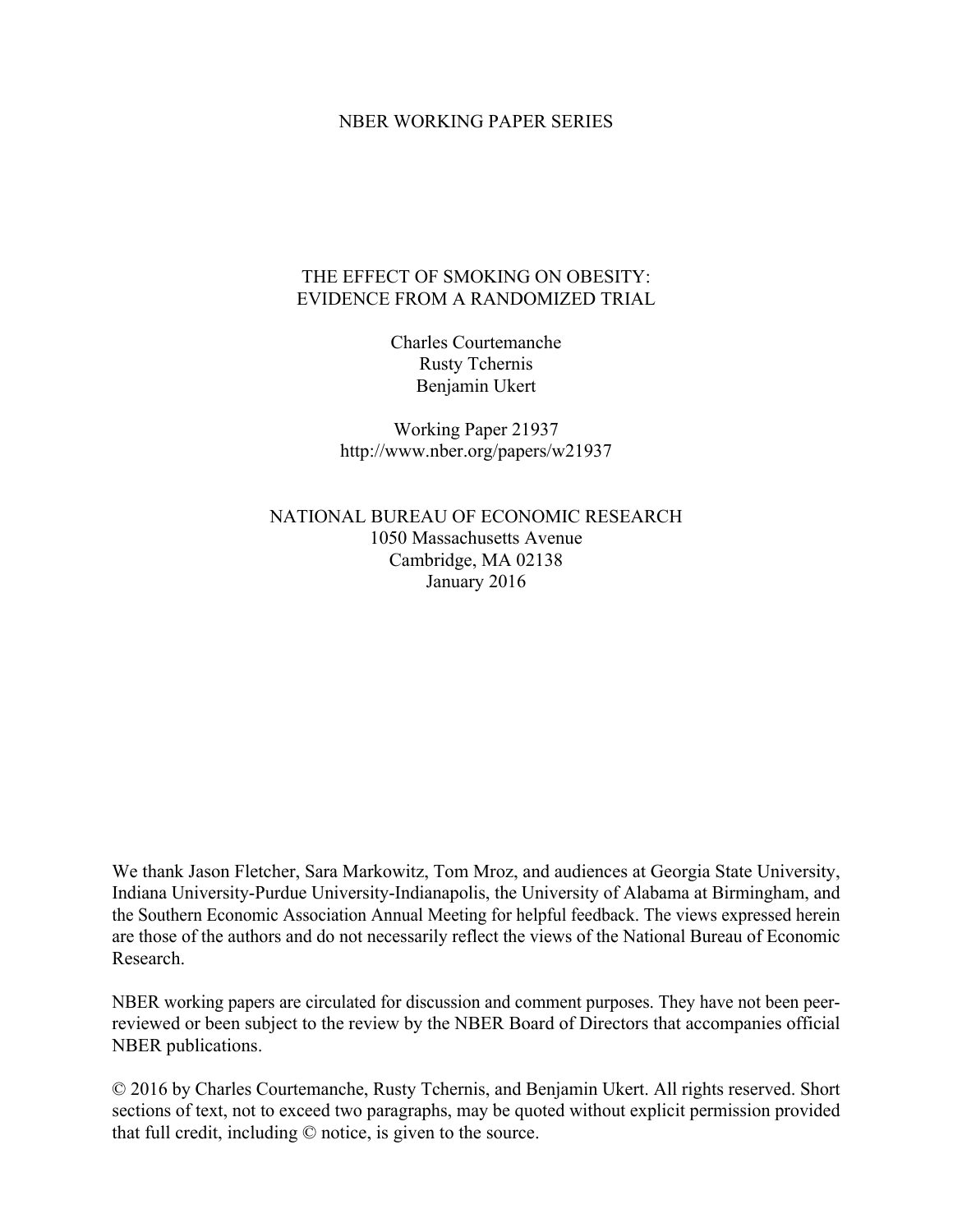NBER WORKING PAPER SERIES

# THE EFFECT OF SMOKING ON OBESITY: EVIDENCE FROM A RANDOMIZED TRIAL

Charles Courtemanche
Rusty Tchernis
Benjamin Ukert

Working Paper 21937
http://www.nber.org/papers/w21937

NATIONAL BUREAU OF ECONOMIC RESEARCH
1050 Massachusetts Avenue
Cambridge, MA 02138
January 2016

We thank Jason Fletcher, Sara Markowitz, Tom Mroz, and audiences at Georgia State University, Indiana University-Purdue University-Indianapolis, the University of Alabama at Birmingham, and the Southern Economic Association Annual Meeting for helpful feedback. The views expressed herein are those of the authors and do not necessarily reflect the views of the National Bureau of Economic Research.

NBER working papers are circulated for discussion and comment purposes. They have not been peer-reviewed or been subject to the review by the NBER Board of Directors that accompanies official NBER publications.

© 2016 by Charles Courtemanche, Rusty Tchernis, and Benjamin Ukert. All rights reserved. Short sections of text, not to exceed two paragraphs, may be quoted without explicit permission provided that full credit, including © notice, is given to the source.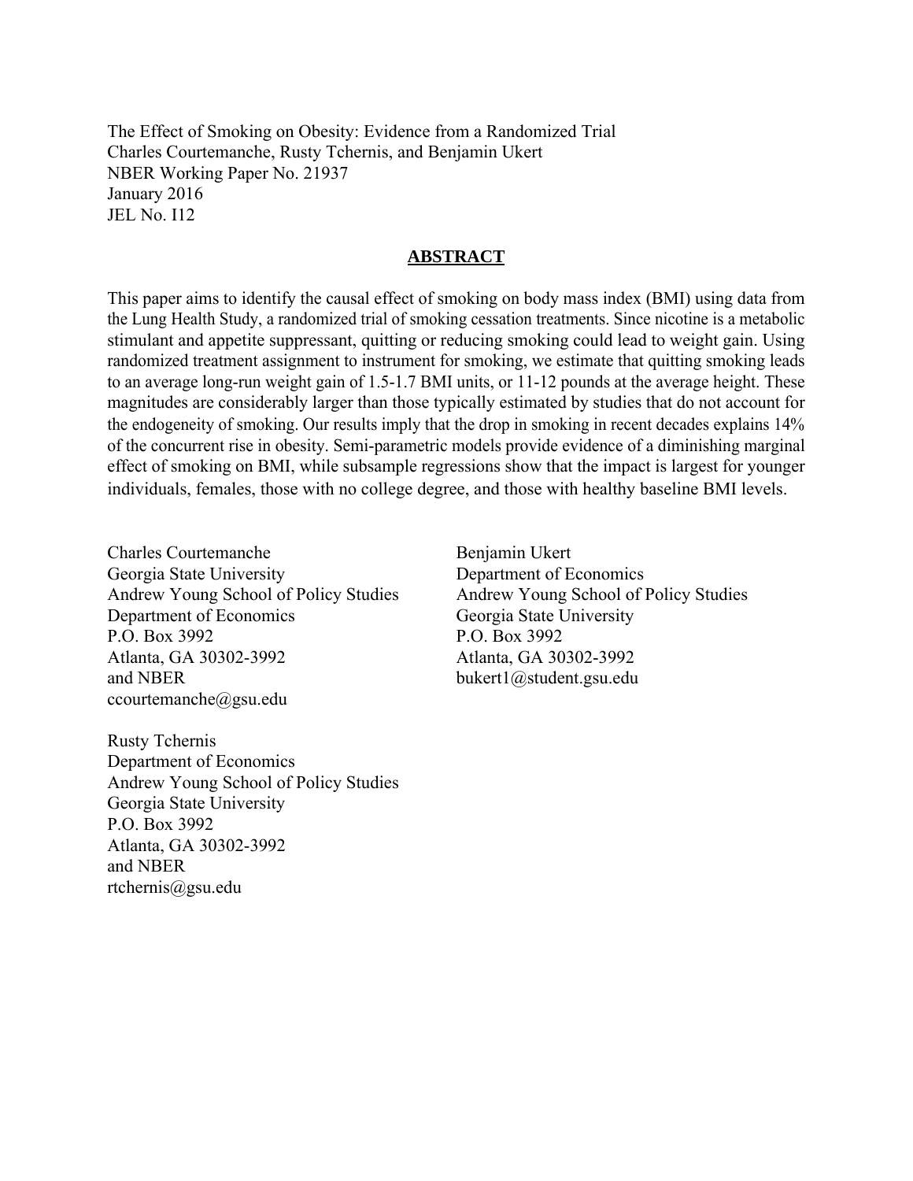The Effect of Smoking on Obesity: Evidence from a Randomized Trial
Charles Courtemanche, Rusty Tchernis, and Benjamin Ukert
NBER Working Paper No. 21937
January 2016
JEL No. I12

## ABSTRACT

This paper aims to identify the causal effect of smoking on body mass index (BMI) using data from the Lung Health Study, a randomized trial of smoking cessation treatments. Since nicotine is a metabolic stimulant and appetite suppressant, quitting or reducing smoking could lead to weight gain. Using randomized treatment assignment to instrument for smoking, we estimate that quitting smoking leads to an average long-run weight gain of 1.5-1.7 BMI units, or 11-12 pounds at the average height. These magnitudes are considerably larger than those typically estimated by studies that do not account for the endogeneity of smoking. Our results imply that the drop in smoking in recent decades explains 14% of the concurrent rise in obesity. Semi-parametric models provide evidence of a diminishing marginal effect of smoking on BMI, while subsample regressions show that the impact is largest for younger individuals, females, those with no college degree, and those with healthy baseline BMI levels.

Charles Courtemanche
Georgia State University
Andrew Young School of Policy Studies
Department of Economics
P.O. Box 3992
Atlanta, GA 30302-3992
and NBER
ccourtemanche@gsu.edu

Rusty Tchernis
Department of Economics
Andrew Young School of Policy Studies
Georgia State University
P.O. Box 3992
Atlanta, GA 30302-3992
and NBER
rtchernis@gsu.edu

Benjamin Ukert
Department of Economics
Andrew Young School of Policy Studies
Georgia State University
P.O. Box 3992
Atlanta, GA 30302-3992
bukert1@student.gsu.edu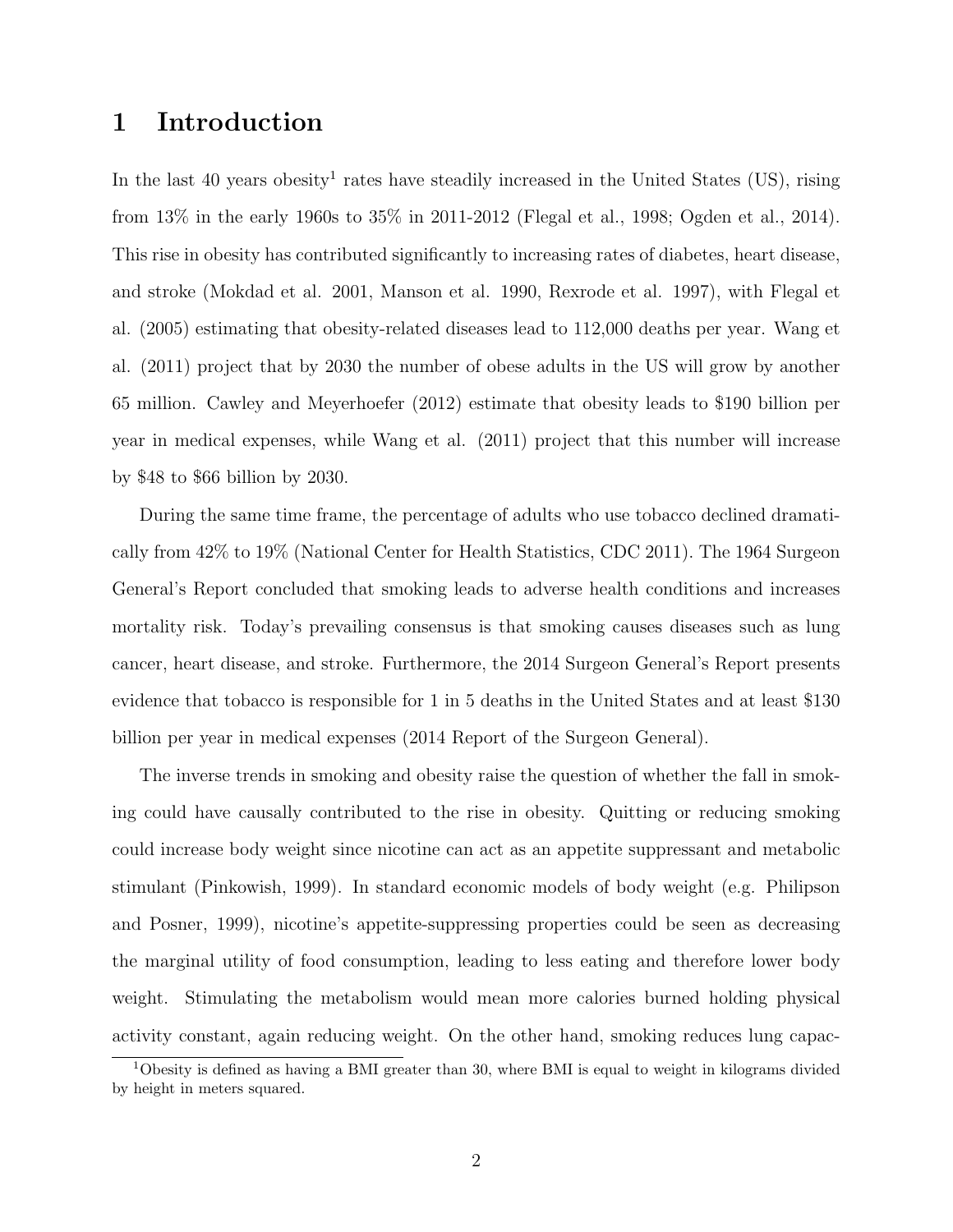# 1 Introduction

In the last 40 years obesity[1] rates have steadily increased in the United States (US), rising from 13% in the early 1960s to 35% in 2011-2012 (Flegal et al., 1998; Ogden et al., 2014). This rise in obesity has contributed significantly to increasing rates of diabetes, heart disease, and stroke (Mokdad et al. 2001, Manson et al. 1990, Rexrode et al. 1997), with Flegal et al. (2005) estimating that obesity-related diseases lead to 112,000 deaths per year. Wang et al. (2011) project that by 2030 the number of obese adults in the US will grow by another 65 million. Cawley and Meyerhoefer (2012) estimate that obesity leads to $190 billion per year in medical expenses, while Wang et al. (2011) project that this number will increase by $48 to $66 billion by 2030.

During the same time frame, the percentage of adults who use tobacco declined dramatically from 42% to 19% (National Center for Health Statistics, CDC 2011). The 1964 Surgeon General's Report concluded that smoking leads to adverse health conditions and increases mortality risk. Today's prevailing consensus is that smoking causes diseases such as lung cancer, heart disease, and stroke. Furthermore, the 2014 Surgeon General's Report presents evidence that tobacco is responsible for 1 in 5 deaths in the United States and at least $130 billion per year in medical expenses (2014 Report of the Surgeon General).

The inverse trends in smoking and obesity raise the question of whether the fall in smoking could have causally contributed to the rise in obesity. Quitting or reducing smoking could increase body weight since nicotine can act as an appetite suppressant and metabolic stimulant (Pinkowish, 1999). In standard economic models of body weight (e.g. Philipson and Posner, 1999), nicotine's appetite-suppressing properties could be seen as decreasing the marginal utility of food consumption, leading to less eating and therefore lower body weight. Stimulating the metabolism would mean more calories burned holding physical activity constant, again reducing weight. On the other hand, smoking reduces lung capac-

[1] Obesity is defined as having a BMI greater than 30, where BMI is equal to weight in kilograms divided by height in meters squared.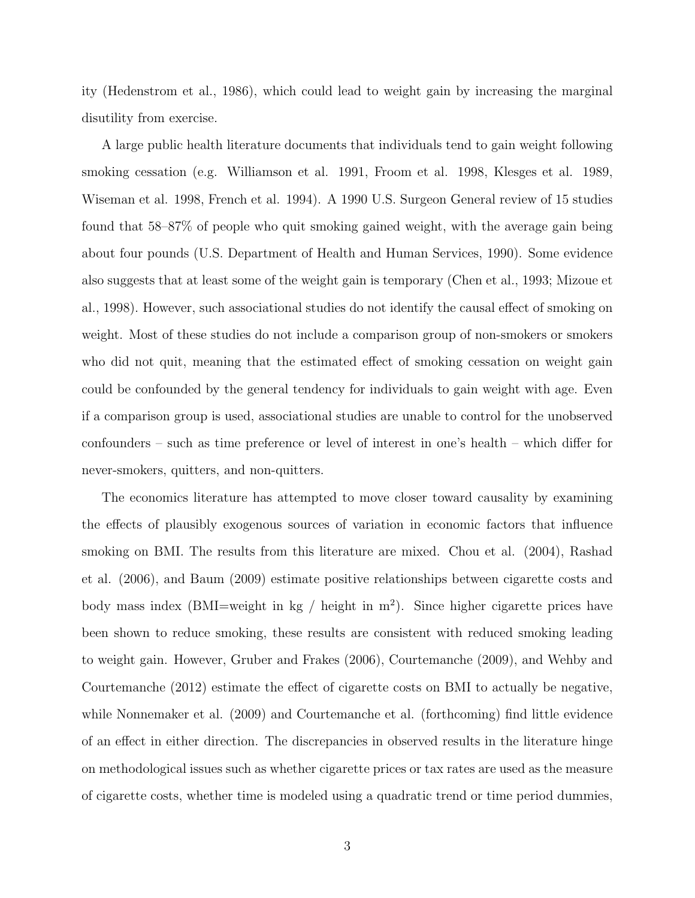ity (Hedenstrom et al., 1986), which could lead to weight gain by increasing the marginal disutility from exercise.

A large public health literature documents that individuals tend to gain weight following smoking cessation (e.g. Williamson et al. 1991, Froom et al. 1998, Klesges et al. 1989, Wiseman et al. 1998, French et al. 1994). A 1990 U.S. Surgeon General review of 15 studies found that 58–87% of people who quit smoking gained weight, with the average gain being about four pounds (U.S. Department of Health and Human Services, 1990). Some evidence also suggests that at least some of the weight gain is temporary (Chen et al., 1993; Mizoue et al., 1998). However, such associational studies do not identify the causal effect of smoking on weight. Most of these studies do not include a comparison group of non-smokers or smokers who did not quit, meaning that the estimated effect of smoking cessation on weight gain could be confounded by the general tendency for individuals to gain weight with age. Even if a comparison group is used, associational studies are unable to control for the unobserved confounders – such as time preference or level of interest in one's health – which differ for never-smokers, quitters, and non-quitters.

The economics literature has attempted to move closer toward causality by examining the effects of plausibly exogenous sources of variation in economic factors that influence smoking on BMI. The results from this literature are mixed. Chou et al. (2004), Rashad et al. (2006), and Baum (2009) estimate positive relationships between cigarette costs and body mass index (BMI=weight in kg / height in $m^2$). Since higher cigarette prices have been shown to reduce smoking, these results are consistent with reduced smoking leading to weight gain. However, Gruber and Frakes (2006), Courtemanche (2009), and Wehby and Courtemanche (2012) estimate the effect of cigarette costs on BMI to actually be negative, while Nonnemaker et al. (2009) and Courtemanche et al. (forthcoming) find little evidence of an effect in either direction. The discrepancies in observed results in the literature hinge on methodological issues such as whether cigarette prices or tax rates are used as the measure of cigarette costs, whether time is modeled using a quadratic trend or time period dummies,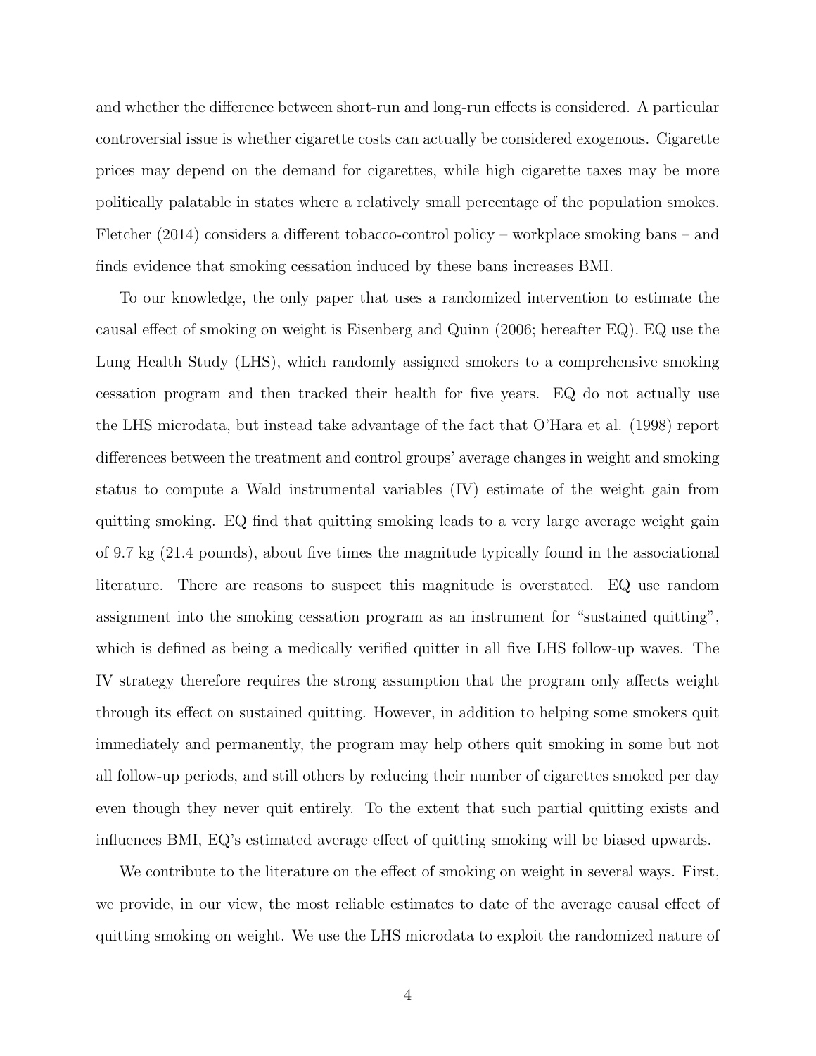and whether the difference between short-run and long-run effects is considered. A particular controversial issue is whether cigarette costs can actually be considered exogenous. Cigarette prices may depend on the demand for cigarettes, while high cigarette taxes may be more politically palatable in states where a relatively small percentage of the population smokes. Fletcher (2014) considers a different tobacco-control policy – workplace smoking bans – and finds evidence that smoking cessation induced by these bans increases BMI.

To our knowledge, the only paper that uses a randomized intervention to estimate the causal effect of smoking on weight is Eisenberg and Quinn (2006; hereafter EQ). EQ use the Lung Health Study (LHS), which randomly assigned smokers to a comprehensive smoking cessation program and then tracked their health for five years. EQ do not actually use the LHS microdata, but instead take advantage of the fact that O'Hara et al. (1998) report differences between the treatment and control groups' average changes in weight and smoking status to compute a Wald instrumental variables (IV) estimate of the weight gain from quitting smoking. EQ find that quitting smoking leads to a very large average weight gain of 9.7 kg (21.4 pounds), about five times the magnitude typically found in the associational literature. There are reasons to suspect this magnitude is overstated. EQ use random assignment into the smoking cessation program as an instrument for "sustained quitting", which is defined as being a medically verified quitter in all five LHS follow-up waves. The IV strategy therefore requires the strong assumption that the program only affects weight through its effect on sustained quitting. However, in addition to helping some smokers quit immediately and permanently, the program may help others quit smoking in some but not all follow-up periods, and still others by reducing their number of cigarettes smoked per day even though they never quit entirely. To the extent that such partial quitting exists and influences BMI, EQ's estimated average effect of quitting smoking will be biased upwards.

We contribute to the literature on the effect of smoking on weight in several ways. First, we provide, in our view, the most reliable estimates to date of the average causal effect of quitting smoking on weight. We use the LHS microdata to exploit the randomized nature of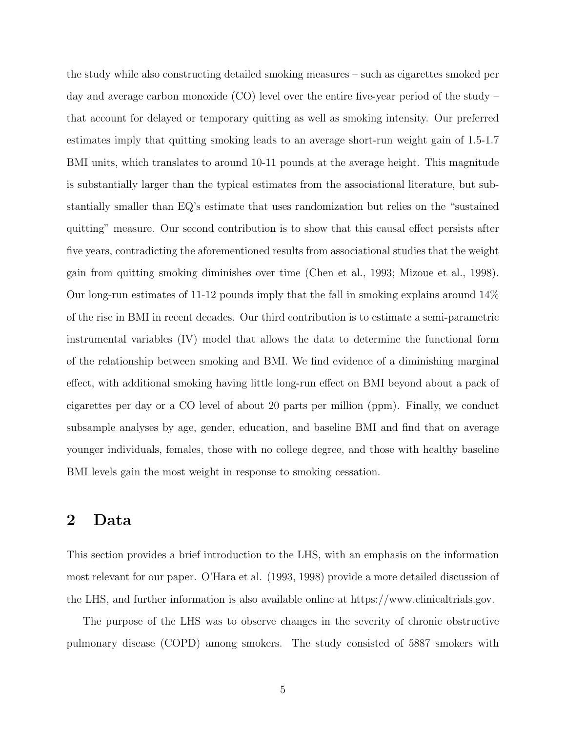the study while also constructing detailed smoking measures – such as cigarettes smoked per day and average carbon monoxide (CO) level over the entire five-year period of the study – that account for delayed or temporary quitting as well as smoking intensity. Our preferred estimates imply that quitting smoking leads to an average short-run weight gain of 1.5-1.7 BMI units, which translates to around 10-11 pounds at the average height. This magnitude is substantially larger than the typical estimates from the associational literature, but substantially smaller than EQ's estimate that uses randomization but relies on the "sustained quitting" measure. Our second contribution is to show that this causal effect persists after five years, contradicting the aforementioned results from associational studies that the weight gain from quitting smoking diminishes over time (Chen et al., 1993; Mizoue et al., 1998). Our long-run estimates of 11-12 pounds imply that the fall in smoking explains around 14% of the rise in BMI in recent decades. Our third contribution is to estimate a semi-parametric instrumental variables (IV) model that allows the data to determine the functional form of the relationship between smoking and BMI. We find evidence of a diminishing marginal effect, with additional smoking having little long-run effect on BMI beyond about a pack of cigarettes per day or a CO level of about 20 parts per million (ppm). Finally, we conduct subsample analyses by age, gender, education, and baseline BMI and find that on average younger individuals, females, those with no college degree, and those with healthy baseline BMI levels gain the most weight in response to smoking cessation.

## 2 Data

This section provides a brief introduction to the LHS, with an emphasis on the information most relevant for our paper. O'Hara et al. (1993, 1998) provide a more detailed discussion of the LHS, and further information is also available online at https://www.clinicaltrials.gov.

The purpose of the LHS was to observe changes in the severity of chronic obstructive pulmonary disease (COPD) among smokers. The study consisted of 5887 smokers with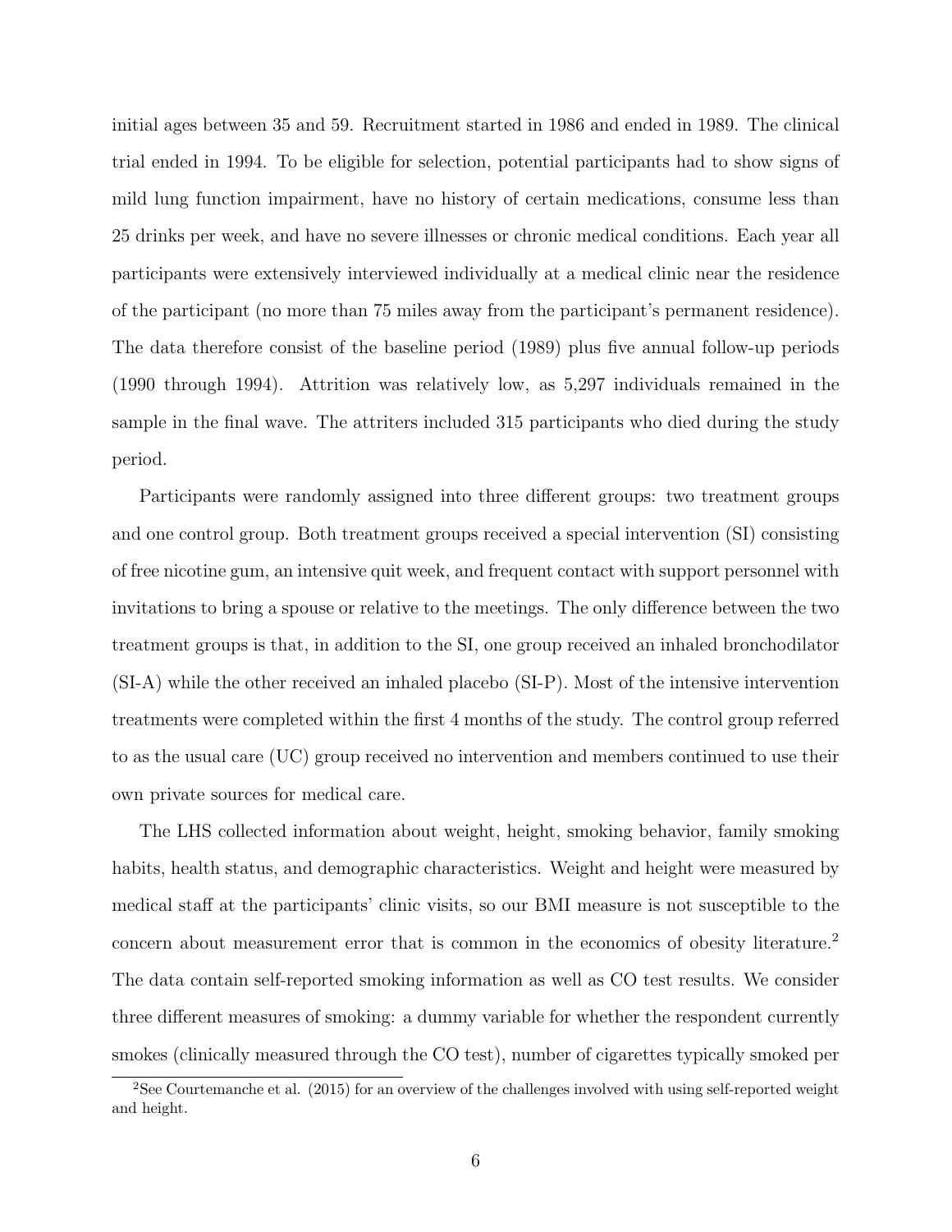initial ages between 35 and 59. Recruitment started in 1986 and ended in 1989. The clinical trial ended in 1994. To be eligible for selection, potential participants had to show signs of mild lung function impairment, have no history of certain medications, consume less than 25 drinks per week, and have no severe illnesses or chronic medical conditions. Each year all participants were extensively interviewed individually at a medical clinic near the residence of the participant (no more than 75 miles away from the participant's permanent residence). The data therefore consist of the baseline period (1989) plus five annual follow-up periods (1990 through 1994). Attrition was relatively low, as 5,297 individuals remained in the sample in the final wave. The attriters included 315 participants who died during the study period.

Participants were randomly assigned into three different groups: two treatment groups and one control group. Both treatment groups received a special intervention (SI) consisting of free nicotine gum, an intensive quit week, and frequent contact with support personnel with invitations to bring a spouse or relative to the meetings. The only difference between the two treatment groups is that, in addition to the SI, one group received an inhaled bronchodilator (SI-A) while the other received an inhaled placebo (SI-P). Most of the intensive intervention treatments were completed within the first 4 months of the study. The control group referred to as the usual care (UC) group received no intervention and members continued to use their own private sources for medical care.

The LHS collected information about weight, height, smoking behavior, family smoking habits, health status, and demographic characteristics. Weight and height were measured by medical staff at the participants' clinic visits, so our BMI measure is not susceptible to the concern about measurement error that is common in the economics of obesity literature.[2] The data contain self-reported smoking information as well as CO test results. We consider three different measures of smoking: a dummy variable for whether the respondent currently smokes (clinically measured through the CO test), number of cigarettes typically smoked per

[2]See Courtemanche et al. (2015) for an overview of the challenges involved with using self-reported weight and height.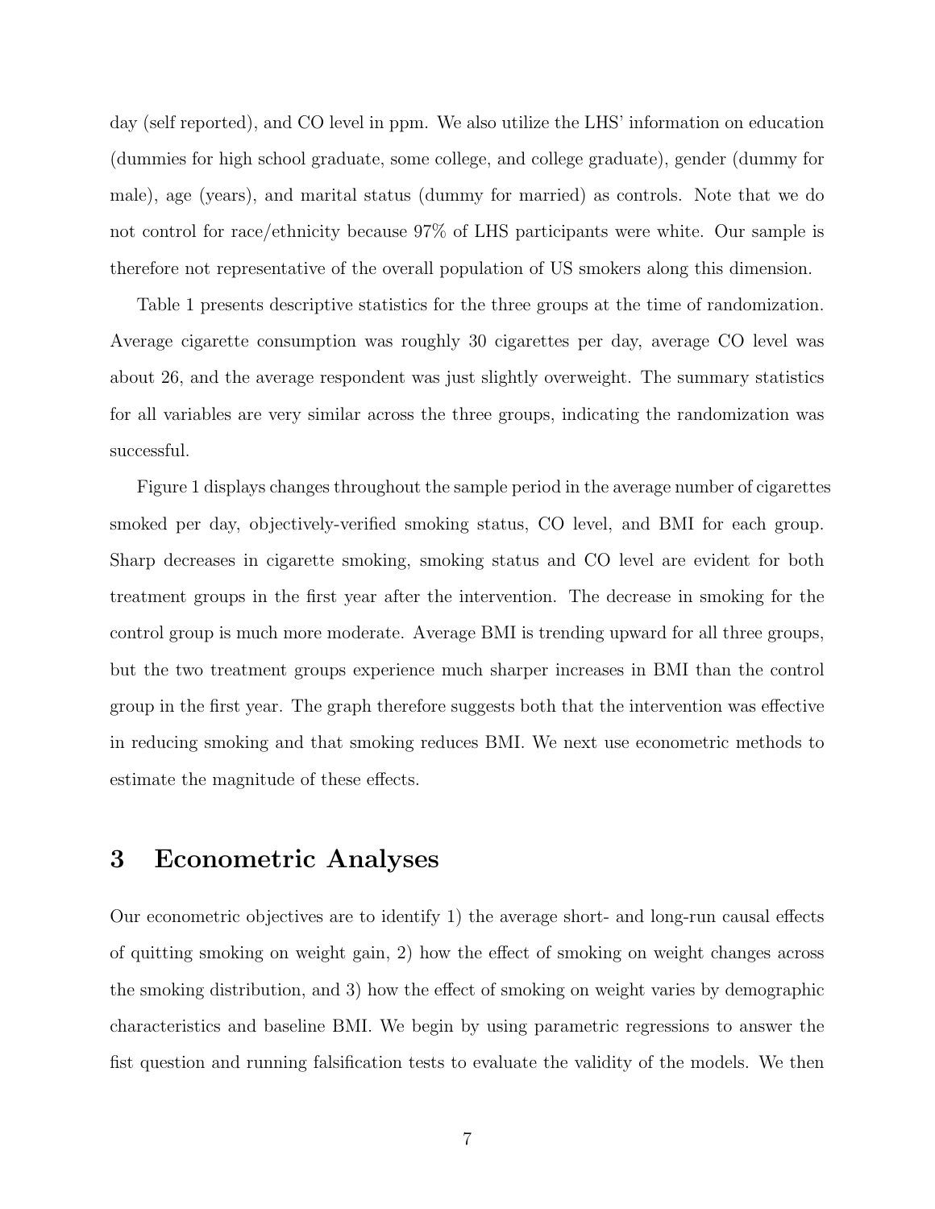day (self reported), and CO level in ppm. We also utilize the LHS' information on education (dummies for high school graduate, some college, and college graduate), gender (dummy for male), age (years), and marital status (dummy for married) as controls. Note that we do not control for race/ethnicity because 97% of LHS participants were white. Our sample is therefore not representative of the overall population of US smokers along this dimension.

Table 1 presents descriptive statistics for the three groups at the time of randomization. Average cigarette consumption was roughly 30 cigarettes per day, average CO level was about 26, and the average respondent was just slightly overweight. The summary statistics for all variables are very similar across the three groups, indicating the randomization was successful.

Figure 1 displays changes throughout the sample period in the average number of cigarettes smoked per day, objectively-verified smoking status, CO level, and BMI for each group. Sharp decreases in cigarette smoking, smoking status and CO level are evident for both treatment groups in the first year after the intervention. The decrease in smoking for the control group is much more moderate. Average BMI is trending upward for all three groups, but the two treatment groups experience much sharper increases in BMI than the control group in the first year. The graph therefore suggests both that the intervention was effective in reducing smoking and that smoking reduces BMI. We next use econometric methods to estimate the magnitude of these effects.

# 3 Econometric Analyses

Our econometric objectives are to identify 1) the average short- and long-run causal effects of quitting smoking on weight gain, 2) how the effect of smoking on weight changes across the smoking distribution, and 3) how the effect of smoking on weight varies by demographic characteristics and baseline BMI. We begin by using parametric regressions to answer the fist question and running falsification tests to evaluate the validity of the models. We then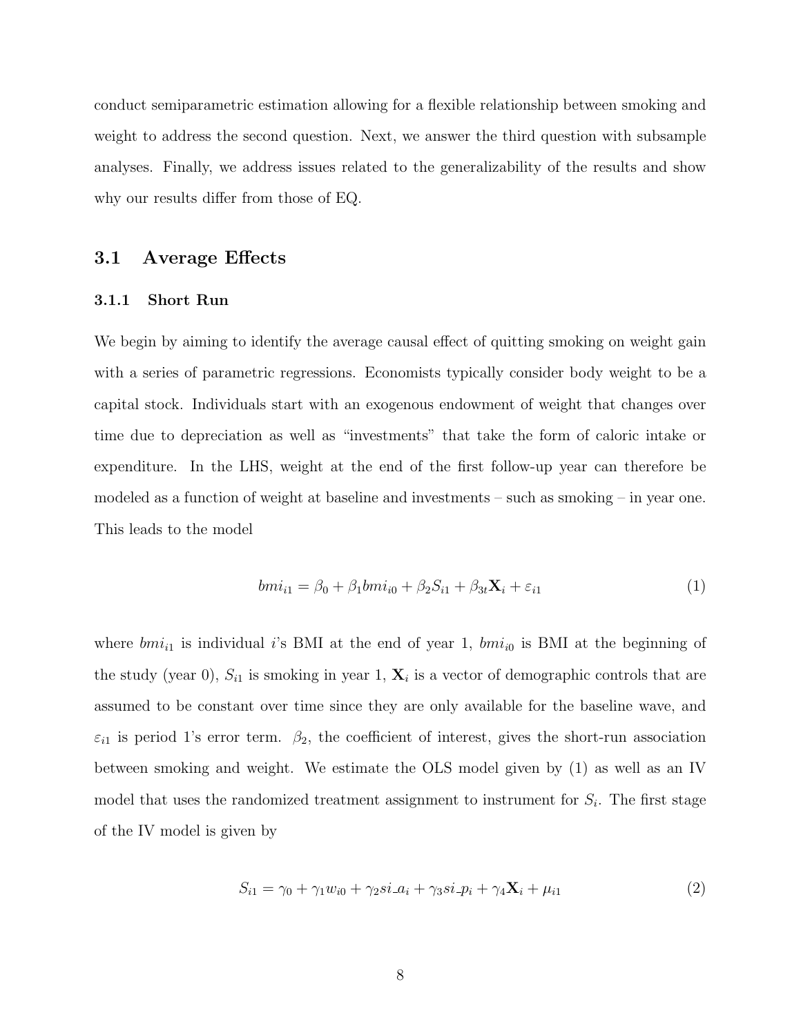conduct semiparametric estimation allowing for a flexible relationship between smoking and weight to address the second question. Next, we answer the third question with subsample analyses. Finally, we address issues related to the generalizability of the results and show why our results differ from those of EQ.

## 3.1 Average Effects

### 3.1.1 Short Run

We begin by aiming to identify the average causal effect of quitting smoking on weight gain with a series of parametric regressions. Economists typically consider body weight to be a capital stock. Individuals start with an exogenous endowment of weight that changes over time due to depreciation as well as "investments" that take the form of caloric intake or expenditure. In the LHS, weight at the end of the first follow-up year can therefore be modeled as a function of weight at baseline and investments – such as smoking – in year one. This leads to the model

$$bmi_{i1} = \beta_0 + \beta_1 bmi_{i0} + \beta_2 S_{i1} + \beta_{3t}\mathbf{X}_i + \varepsilon_{i1} \tag{1}$$

where $bmi_{i1}$ is individual $i$'s BMI at the end of year 1, $bmi_{i0}$ is BMI at the beginning of the study (year 0), $S_{i1}$ is smoking in year 1, $\mathbf{X}_i$ is a vector of demographic controls that are assumed to be constant over time since they are only available for the baseline wave, and $\varepsilon_{i1}$ is period 1's error term. $\beta_2$, the coefficient of interest, gives the short-run association between smoking and weight. We estimate the OLS model given by (1) as well as an IV model that uses the randomized treatment assignment to instrument for $S_i$. The first stage of the IV model is given by

$$S_{i1} = \gamma_0 + \gamma_1 w_{i0} + \gamma_2 si\_a_i + \gamma_3 si\_p_i + \gamma_4 \mathbf{X}_i + \mu_{i1} \tag{2}$$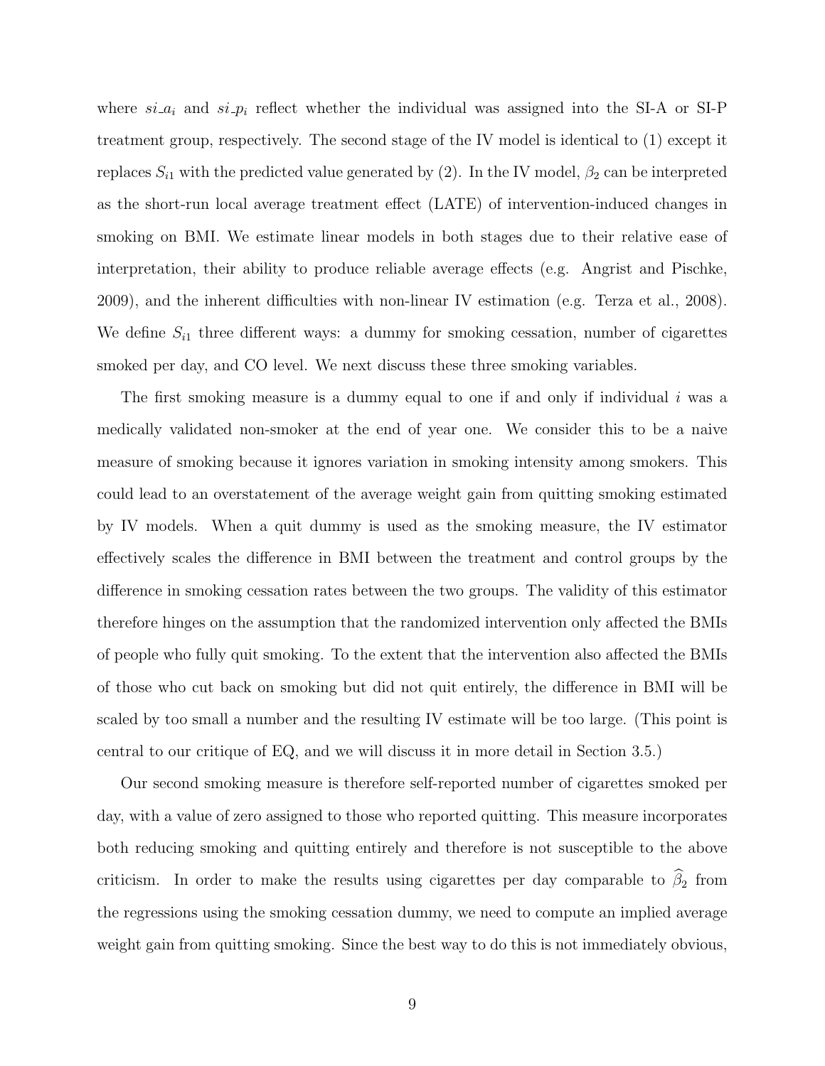where $si\_a_i$ and $si\_p_i$ reflect whether the individual was assigned into the SI-A or SI-P treatment group, respectively. The second stage of the IV model is identical to (1) except it replaces $S_{i1}$ with the predicted value generated by (2). In the IV model, $\beta_2$ can be interpreted as the short-run local average treatment effect (LATE) of intervention-induced changes in smoking on BMI. We estimate linear models in both stages due to their relative ease of interpretation, their ability to produce reliable average effects (e.g. Angrist and Pischke, 2009), and the inherent difficulties with non-linear IV estimation (e.g. Terza et al., 2008). We define $S_{i1}$ three different ways: a dummy for smoking cessation, number of cigarettes smoked per day, and CO level. We next discuss these three smoking variables.

The first smoking measure is a dummy equal to one if and only if individual $i$ was a medically validated non-smoker at the end of year one. We consider this to be a naive measure of smoking because it ignores variation in smoking intensity among smokers. This could lead to an overstatement of the average weight gain from quitting smoking estimated by IV models. When a quit dummy is used as the smoking measure, the IV estimator effectively scales the difference in BMI between the treatment and control groups by the difference in smoking cessation rates between the two groups. The validity of this estimator therefore hinges on the assumption that the randomized intervention only affected the BMIs of people who fully quit smoking. To the extent that the intervention also affected the BMIs of those who cut back on smoking but did not quit entirely, the difference in BMI will be scaled by too small a number and the resulting IV estimate will be too large. (This point is central to our critique of EQ, and we will discuss it in more detail in Section 3.5.)

Our second smoking measure is therefore self-reported number of cigarettes smoked per day, with a value of zero assigned to those who reported quitting. This measure incorporates both reducing smoking and quitting entirely and therefore is not susceptible to the above criticism. In order to make the results using cigarettes per day comparable to $\widehat{\beta}_2$ from the regressions using the smoking cessation dummy, we need to compute an implied average weight gain from quitting smoking. Since the best way to do this is not immediately obvious,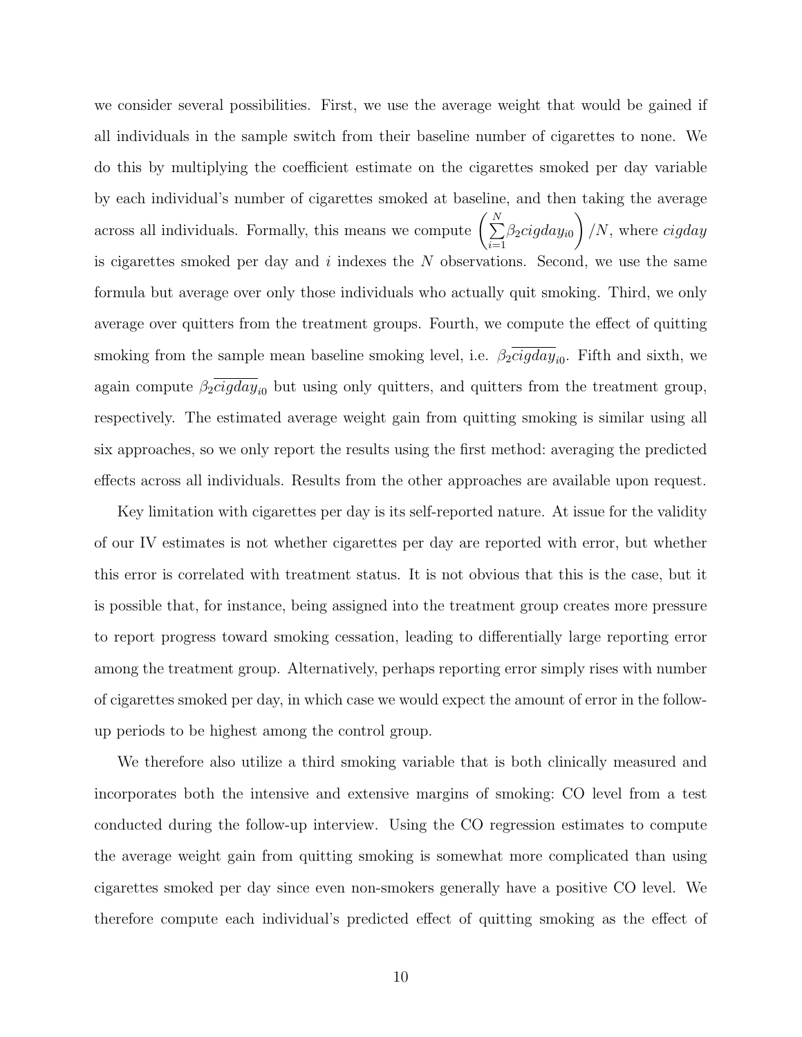we consider several possibilities. First, we use the average weight that would be gained if all individuals in the sample switch from their baseline number of cigarettes to none. We do this by multiplying the coefficient estimate on the cigarettes smoked per day variable by each individual's number of cigarettes smoked at baseline, and then taking the average across all individuals. Formally, this means we compute $\left(\sum_{i=1}^{N} \beta_2 cigday_{i0}\right)/N$, where $cigday$ is cigarettes smoked per day and $i$ indexes the $N$ observations. Second, we use the same formula but average over only those individuals who actually quit smoking. Third, we only average over quitters from the treatment groups. Fourth, we compute the effect of quitting smoking from the sample mean baseline smoking level, i.e. $\beta_2 \overline{cigday}_{i0}$. Fifth and sixth, we again compute $\beta_2 \overline{cigday}_{i0}$ but using only quitters, and quitters from the treatment group, respectively. The estimated average weight gain from quitting smoking is similar using all six approaches, so we only report the results using the first method: averaging the predicted effects across all individuals. Results from the other approaches are available upon request.

Key limitation with cigarettes per day is its self-reported nature. At issue for the validity of our IV estimates is not whether cigarettes per day are reported with error, but whether this error is correlated with treatment status. It is not obvious that this is the case, but it is possible that, for instance, being assigned into the treatment group creates more pressure to report progress toward smoking cessation, leading to differentially large reporting error among the treatment group. Alternatively, perhaps reporting error simply rises with number of cigarettes smoked per day, in which case we would expect the amount of error in the follow-up periods to be highest among the control group.

We therefore also utilize a third smoking variable that is both clinically measured and incorporates both the intensive and extensive margins of smoking: CO level from a test conducted during the follow-up interview. Using the CO regression estimates to compute the average weight gain from quitting smoking is somewhat more complicated than using cigarettes smoked per day since even non-smokers generally have a positive CO level. We therefore compute each individual's predicted effect of quitting smoking as the effect of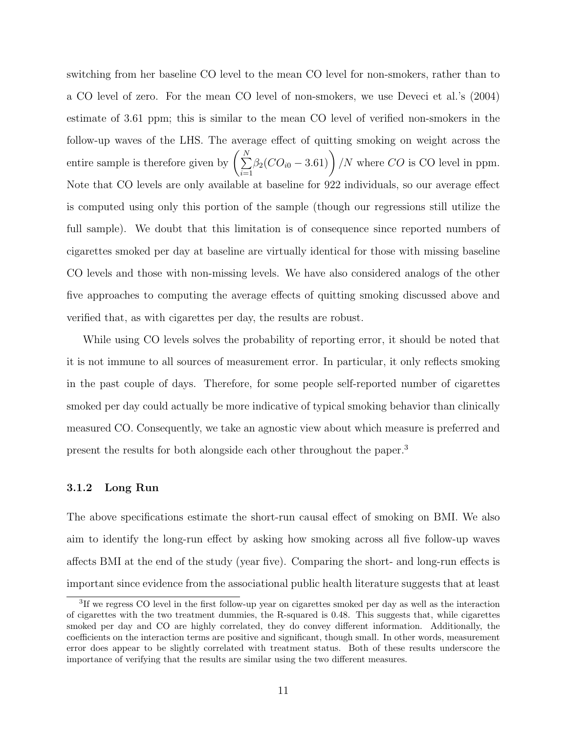switching from her baseline CO level to the mean CO level for non-smokers, rather than to a CO level of zero. For the mean CO level of non-smokers, we use Deveci et al.'s (2004) estimate of 3.61 ppm; this is similar to the mean CO level of verified non-smokers in the follow-up waves of the LHS. The average effect of quitting smoking on weight across the entire sample is therefore given by $\left(\sum_{i=1}^{N} \beta_2(CO_{i0} - 3.61)\right)/N$ where $CO$ is CO level in ppm. Note that CO levels are only available at baseline for 922 individuals, so our average effect is computed using only this portion of the sample (though our regressions still utilize the full sample). We doubt that this limitation is of consequence since reported numbers of cigarettes smoked per day at baseline are virtually identical for those with missing baseline CO levels and those with non-missing levels. We have also considered analogs of the other five approaches to computing the average effects of quitting smoking discussed above and verified that, as with cigarettes per day, the results are robust.

While using CO levels solves the probability of reporting error, it should be noted that it is not immune to all sources of measurement error. In particular, it only reflects smoking in the past couple of days. Therefore, for some people self-reported number of cigarettes smoked per day could actually be more indicative of typical smoking behavior than clinically measured CO. Consequently, we take an agnostic view about which measure is preferred and present the results for both alongside each other throughout the paper.[3]

### 3.1.2 Long Run

The above specifications estimate the short-run causal effect of smoking on BMI. We also aim to identify the long-run effect by asking how smoking across all five follow-up waves affects BMI at the end of the study (year five). Comparing the short- and long-run effects is important since evidence from the associational public health literature suggests that at least

[3] If we regress CO level in the first follow-up year on cigarettes smoked per day as well as the interaction of cigarettes with the two treatment dummies, the R-squared is 0.48. This suggests that, while cigarettes smoked per day and CO are highly correlated, they do convey different information. Additionally, the coefficients on the interaction terms are positive and significant, though small. In other words, measurement error does appear to be slightly correlated with treatment status. Both of these results underscore the importance of verifying that the results are similar using the two different measures.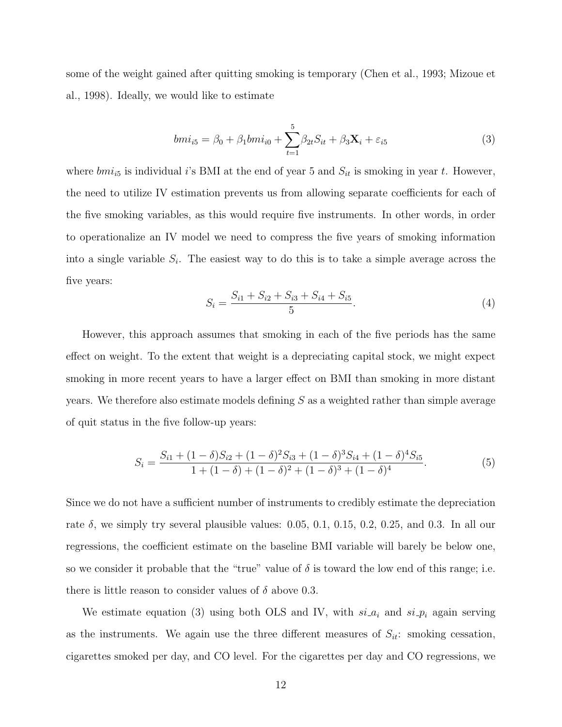some of the weight gained after quitting smoking is temporary (Chen et al., 1993; Mizoue et al., 1998). Ideally, we would like to estimate

$$bmi_{i5} = \beta_0 + \beta_1 bmi_{i0} + \sum_{t=1}^{5} \beta_{2t} S_{it} + \beta_3 \mathbf{X}_i + \varepsilon_{i5} \tag{3}$$

where $bmi_{i5}$ is individual $i$'s BMI at the end of year 5 and $S_{it}$ is smoking in year $t$. However, the need to utilize IV estimation prevents us from allowing separate coefficients for each of the five smoking variables, as this would require five instruments. In other words, in order to operationalize an IV model we need to compress the five years of smoking information into a single variable $S_i$. The easiest way to do this is to take a simple average across the five years:

$$S_i = \frac{S_{i1} + S_{i2} + S_{i3} + S_{i4} + S_{i5}}{5}. \tag{4}$$

However, this approach assumes that smoking in each of the five periods has the same effect on weight. To the extent that weight is a depreciating capital stock, we might expect smoking in more recent years to have a larger effect on BMI than smoking in more distant years. We therefore also estimate models defining $S$ as a weighted rather than simple average of quit status in the five follow-up years:

$$S_i = \frac{S_{i1} + (1-\delta)S_{i2} + (1-\delta)^2 S_{i3} + (1-\delta)^3 S_{i4} + (1-\delta)^4 S_{i5}}{1 + (1-\delta) + (1-\delta)^2 + (1-\delta)^3 + (1-\delta)^4}. \tag{5}$$

Since we do not have a sufficient number of instruments to credibly estimate the depreciation rate $\delta$, we simply try several plausible values: 0.05, 0.1, 0.15, 0.2, 0.25, and 0.3. In all our regressions, the coefficient estimate on the baseline BMI variable will barely be below one, so we consider it probable that the "true" value of $\delta$ is toward the low end of this range; i.e. there is little reason to consider values of $\delta$ above 0.3.

We estimate equation (3) using both OLS and IV, with $si\_a_i$ and $si\_p_i$ again serving as the instruments. We again use the three different measures of $S_{it}$: smoking cessation, cigarettes smoked per day, and CO level. For the cigarettes per day and CO regressions, we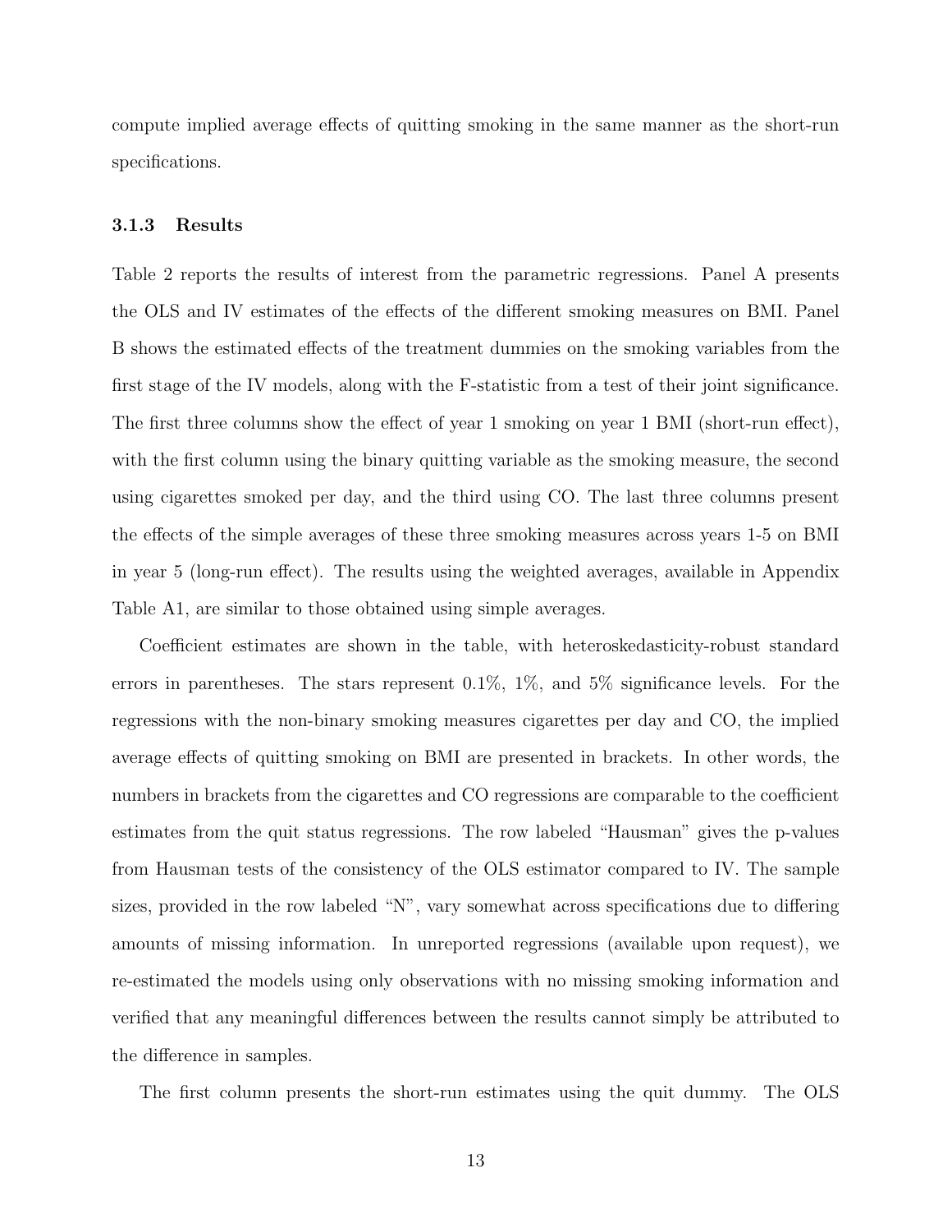compute implied average effects of quitting smoking in the same manner as the short-run specifications.

### 3.1.3 Results

Table 2 reports the results of interest from the parametric regressions. Panel A presents the OLS and IV estimates of the effects of the different smoking measures on BMI. Panel B shows the estimated effects of the treatment dummies on the smoking variables from the first stage of the IV models, along with the F-statistic from a test of their joint significance. The first three columns show the effect of year 1 smoking on year 1 BMI (short-run effect), with the first column using the binary quitting variable as the smoking measure, the second using cigarettes smoked per day, and the third using CO. The last three columns present the effects of the simple averages of these three smoking measures across years 1-5 on BMI in year 5 (long-run effect). The results using the weighted averages, available in Appendix Table A1, are similar to those obtained using simple averages.

Coefficient estimates are shown in the table, with heteroskedasticity-robust standard errors in parentheses. The stars represent 0.1%, 1%, and 5% significance levels. For the regressions with the non-binary smoking measures cigarettes per day and CO, the implied average effects of quitting smoking on BMI are presented in brackets. In other words, the numbers in brackets from the cigarettes and CO regressions are comparable to the coefficient estimates from the quit status regressions. The row labeled "Hausman" gives the p-values from Hausman tests of the consistency of the OLS estimator compared to IV. The sample sizes, provided in the row labeled "N", vary somewhat across specifications due to differing amounts of missing information. In unreported regressions (available upon request), we re-estimated the models using only observations with no missing smoking information and verified that any meaningful differences between the results cannot simply be attributed to the difference in samples.

The first column presents the short-run estimates using the quit dummy. The OLS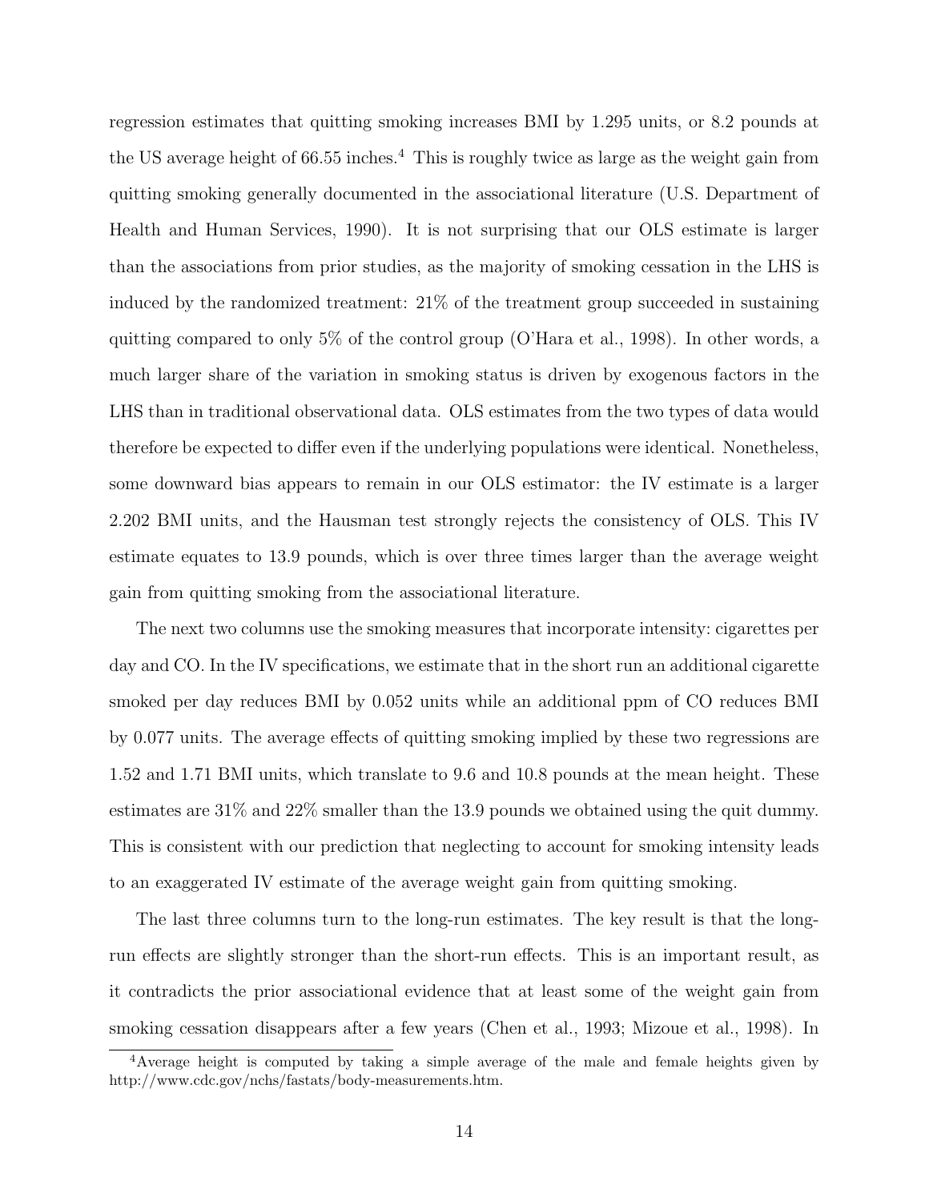regression estimates that quitting smoking increases BMI by 1.295 units, or 8.2 pounds at the US average height of 66.55 inches.[4] This is roughly twice as large as the weight gain from quitting smoking generally documented in the associational literature (U.S. Department of Health and Human Services, 1990). It is not surprising that our OLS estimate is larger than the associations from prior studies, as the majority of smoking cessation in the LHS is induced by the randomized treatment: 21% of the treatment group succeeded in sustaining quitting compared to only 5% of the control group (O'Hara et al., 1998). In other words, a much larger share of the variation in smoking status is driven by exogenous factors in the LHS than in traditional observational data. OLS estimates from the two types of data would therefore be expected to differ even if the underlying populations were identical. Nonetheless, some downward bias appears to remain in our OLS estimator: the IV estimate is a larger 2.202 BMI units, and the Hausman test strongly rejects the consistency of OLS. This IV estimate equates to 13.9 pounds, which is over three times larger than the average weight gain from quitting smoking from the associational literature.

The next two columns use the smoking measures that incorporate intensity: cigarettes per day and CO. In the IV specifications, we estimate that in the short run an additional cigarette smoked per day reduces BMI by 0.052 units while an additional ppm of CO reduces BMI by 0.077 units. The average effects of quitting smoking implied by these two regressions are 1.52 and 1.71 BMI units, which translate to 9.6 and 10.8 pounds at the mean height. These estimates are 31% and 22% smaller than the 13.9 pounds we obtained using the quit dummy. This is consistent with our prediction that neglecting to account for smoking intensity leads to an exaggerated IV estimate of the average weight gain from quitting smoking.

The last three columns turn to the long-run estimates. The key result is that the long-run effects are slightly stronger than the short-run effects. This is an important result, as it contradicts the prior associational evidence that at least some of the weight gain from smoking cessation disappears after a few years (Chen et al., 1993; Mizoue et al., 1998). In

[4] Average height is computed by taking a simple average of the male and female heights given by http://www.cdc.gov/nchs/fastats/body-measurements.htm.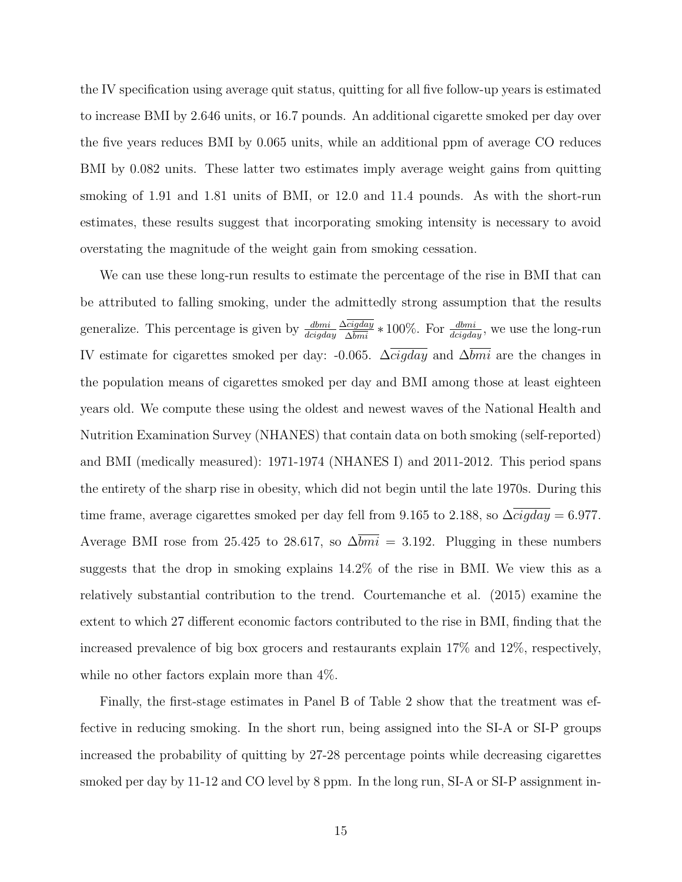the IV specification using average quit status, quitting for all five follow-up years is estimated to increase BMI by 2.646 units, or 16.7 pounds. An additional cigarette smoked per day over the five years reduces BMI by 0.065 units, while an additional ppm of average CO reduces BMI by 0.082 units. These latter two estimates imply average weight gains from quitting smoking of 1.91 and 1.81 units of BMI, or 12.0 and 11.4 pounds. As with the short-run estimates, these results suggest that incorporating smoking intensity is necessary to avoid overstating the magnitude of the weight gain from smoking cessation.

We can use these long-run results to estimate the percentage of the rise in BMI that can be attributed to falling smoking, under the admittedly strong assumption that the results generalize. This percentage is given by $\frac{dbmi}{dcigday}\frac{\Delta\overline{cigday}}{\Delta\overline{bmi}} * 100\%$. For $\frac{dbmi}{dcigday}$, we use the long-run IV estimate for cigarettes smoked per day: -0.065. $\Delta\overline{cigday}$ and $\Delta\overline{bmi}$ are the changes in the population means of cigarettes smoked per day and BMI among those at least eighteen years old. We compute these using the oldest and newest waves of the National Health and Nutrition Examination Survey (NHANES) that contain data on both smoking (self-reported) and BMI (medically measured): 1971-1974 (NHANES I) and 2011-2012. This period spans the entirety of the sharp rise in obesity, which did not begin until the late 1970s. During this time frame, average cigarettes smoked per day fell from 9.165 to 2.188, so $\Delta\overline{cigday} = 6.977$. Average BMI rose from 25.425 to 28.617, so $\Delta\overline{bmi} = 3.192$. Plugging in these numbers suggests that the drop in smoking explains 14.2% of the rise in BMI. We view this as a relatively substantial contribution to the trend. Courtemanche et al. (2015) examine the extent to which 27 different economic factors contributed to the rise in BMI, finding that the increased prevalence of big box grocers and restaurants explain 17% and 12%, respectively, while no other factors explain more than 4%.

Finally, the first-stage estimates in Panel B of Table 2 show that the treatment was effective in reducing smoking. In the short run, being assigned into the SI-A or SI-P groups increased the probability of quitting by 27-28 percentage points while decreasing cigarettes smoked per day by 11-12 and CO level by 8 ppm. In the long run, SI-A or SI-P assignment in-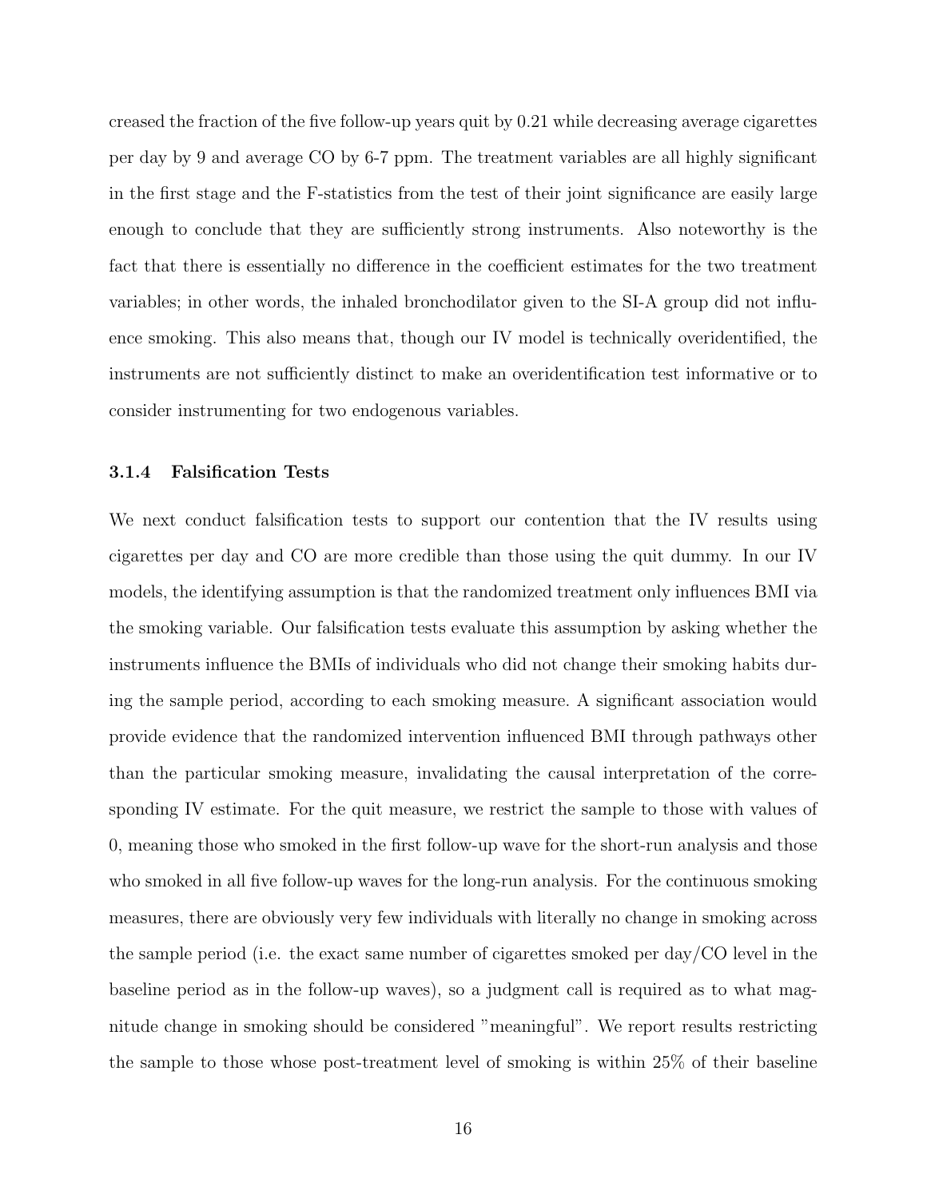creased the fraction of the five follow-up years quit by 0.21 while decreasing average cigarettes per day by 9 and average CO by 6-7 ppm. The treatment variables are all highly significant in the first stage and the F-statistics from the test of their joint significance are easily large enough to conclude that they are sufficiently strong instruments. Also noteworthy is the fact that there is essentially no difference in the coefficient estimates for the two treatment variables; in other words, the inhaled bronchodilator given to the SI-A group did not influence smoking. This also means that, though our IV model is technically overidentified, the instruments are not sufficiently distinct to make an overidentification test informative or to consider instrumenting for two endogenous variables.

#### 3.1.4 Falsification Tests

We next conduct falsification tests to support our contention that the IV results using cigarettes per day and CO are more credible than those using the quit dummy. In our IV models, the identifying assumption is that the randomized treatment only influences BMI via the smoking variable. Our falsification tests evaluate this assumption by asking whether the instruments influence the BMIs of individuals who did not change their smoking habits during the sample period, according to each smoking measure. A significant association would provide evidence that the randomized intervention influenced BMI through pathways other than the particular smoking measure, invalidating the causal interpretation of the corresponding IV estimate. For the quit measure, we restrict the sample to those with values of 0, meaning those who smoked in the first follow-up wave for the short-run analysis and those who smoked in all five follow-up waves for the long-run analysis. For the continuous smoking measures, there are obviously very few individuals with literally no change in smoking across the sample period (i.e. the exact same number of cigarettes smoked per day/CO level in the baseline period as in the follow-up waves), so a judgment call is required as to what magnitude change in smoking should be considered "meaningful". We report results restricting the sample to those whose post-treatment level of smoking is within 25% of their baseline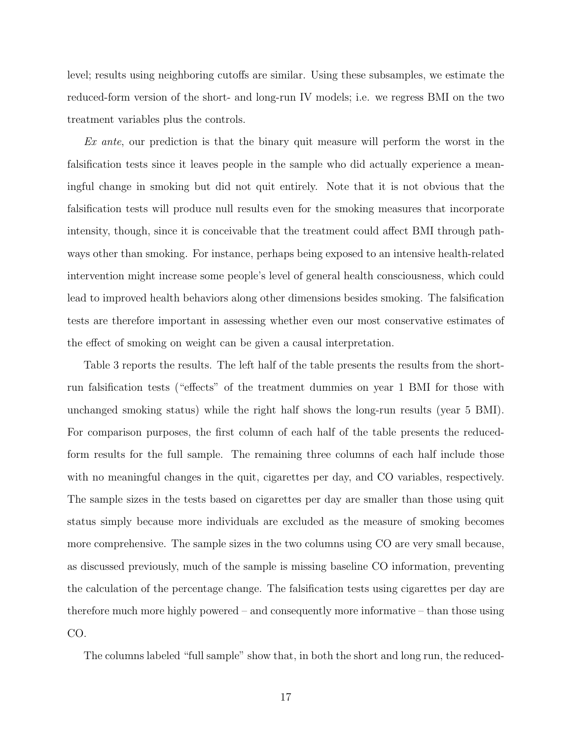level; results using neighboring cutoffs are similar. Using these subsamples, we estimate the reduced-form version of the short- and long-run IV models; i.e. we regress BMI on the two treatment variables plus the controls.

*Ex ante*, our prediction is that the binary quit measure will perform the worst in the falsification tests since it leaves people in the sample who did actually experience a meaningful change in smoking but did not quit entirely. Note that it is not obvious that the falsification tests will produce null results even for the smoking measures that incorporate intensity, though, since it is conceivable that the treatment could affect BMI through pathways other than smoking. For instance, perhaps being exposed to an intensive health-related intervention might increase some people's level of general health consciousness, which could lead to improved health behaviors along other dimensions besides smoking. The falsification tests are therefore important in assessing whether even our most conservative estimates of the effect of smoking on weight can be given a causal interpretation.

Table 3 reports the results. The left half of the table presents the results from the short-run falsification tests ("effects" of the treatment dummies on year 1 BMI for those with unchanged smoking status) while the right half shows the long-run results (year 5 BMI). For comparison purposes, the first column of each half of the table presents the reduced-form results for the full sample. The remaining three columns of each half include those with no meaningful changes in the quit, cigarettes per day, and CO variables, respectively. The sample sizes in the tests based on cigarettes per day are smaller than those using quit status simply because more individuals are excluded as the measure of smoking becomes more comprehensive. The sample sizes in the two columns using CO are very small because, as discussed previously, much of the sample is missing baseline CO information, preventing the calculation of the percentage change. The falsification tests using cigarettes per day are therefore much more highly powered – and consequently more informative – than those using CO.

The columns labeled "full sample" show that, in both the short and long run, the reduced-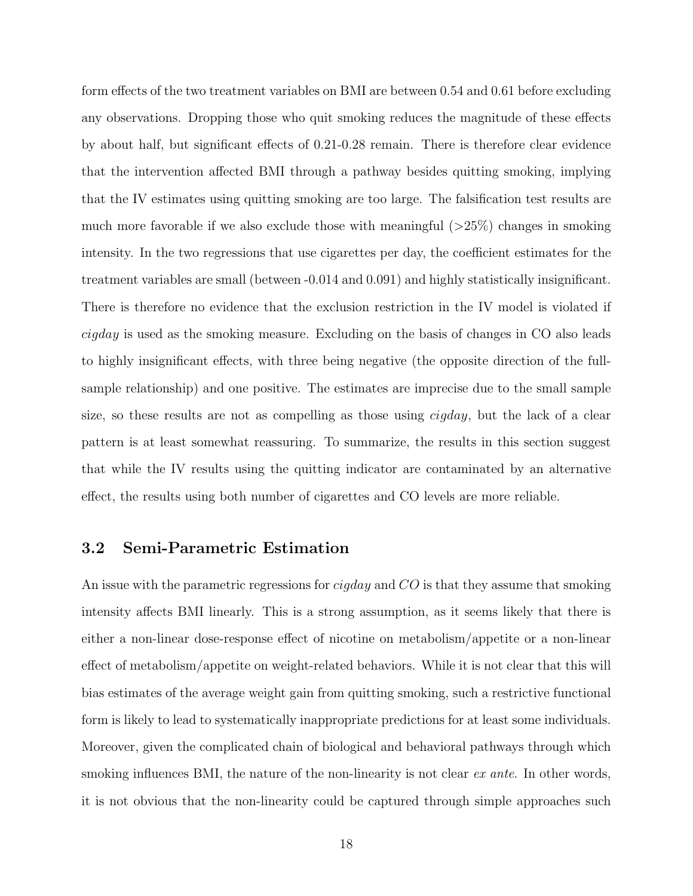form effects of the two treatment variables on BMI are between 0.54 and 0.61 before excluding any observations. Dropping those who quit smoking reduces the magnitude of these effects by about half, but significant effects of 0.21-0.28 remain. There is therefore clear evidence that the intervention affected BMI through a pathway besides quitting smoking, implying that the IV estimates using quitting smoking are too large. The falsification test results are much more favorable if we also exclude those with meaningful (>25%) changes in smoking intensity. In the two regressions that use cigarettes per day, the coefficient estimates for the treatment variables are small (between -0.014 and 0.091) and highly statistically insignificant. There is therefore no evidence that the exclusion restriction in the IV model is violated if *cigday* is used as the smoking measure. Excluding on the basis of changes in CO also leads to highly insignificant effects, with three being negative (the opposite direction of the full-sample relationship) and one positive. The estimates are imprecise due to the small sample size, so these results are not as compelling as those using *cigday*, but the lack of a clear pattern is at least somewhat reassuring. To summarize, the results in this section suggest that while the IV results using the quitting indicator are contaminated by an alternative effect, the results using both number of cigarettes and CO levels are more reliable.

### 3.2 Semi-Parametric Estimation

An issue with the parametric regressions for *cigday* and *CO* is that they assume that smoking intensity affects BMI linearly. This is a strong assumption, as it seems likely that there is either a non-linear dose-response effect of nicotine on metabolism/appetite or a non-linear effect of metabolism/appetite on weight-related behaviors. While it is not clear that this will bias estimates of the average weight gain from quitting smoking, such a restrictive functional form is likely to lead to systematically inappropriate predictions for at least some individuals. Moreover, given the complicated chain of biological and behavioral pathways through which smoking influences BMI, the nature of the non-linearity is not clear *ex ante*. In other words, it is not obvious that the non-linearity could be captured through simple approaches such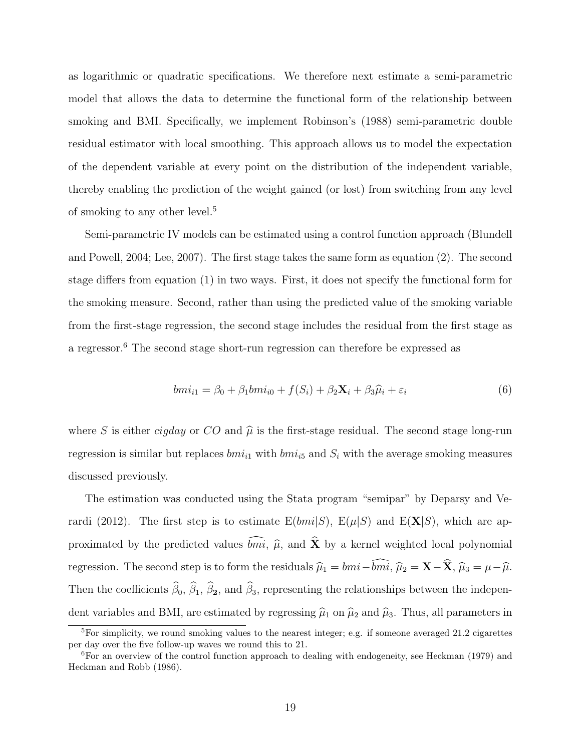as logarithmic or quadratic specifications. We therefore next estimate a semi-parametric model that allows the data to determine the functional form of the relationship between smoking and BMI. Specifically, we implement Robinson's (1988) semi-parametric double residual estimator with local smoothing. This approach allows us to model the expectation of the dependent variable at every point on the distribution of the independent variable, thereby enabling the prediction of the weight gained (or lost) from switching from any level of smoking to any other level.[5]

Semi-parametric IV models can be estimated using a control function approach (Blundell and Powell, 2004; Lee, 2007). The first stage takes the same form as equation (2). The second stage differs from equation (1) in two ways. First, it does not specify the functional form for the smoking measure. Second, rather than using the predicted value of the smoking variable from the first-stage regression, the second stage includes the residual from the first stage as a regressor.[6] The second stage short-run regression can therefore be expressed as

$$bmi_{i1} = \beta_0 + \beta_1 bmi_{i0} + f(S_i) + \beta_2 \mathbf{X}_i + \beta_3 \widehat{\mu}_i + \varepsilon_i \tag{6}$$

where $S$ is either *cigday* or *CO* and $\widehat{\mu}$ is the first-stage residual. The second stage long-run regression is similar but replaces $bmi_{i1}$ with $bmi_{i5}$ and $S_i$ with the average smoking measures discussed previously.

The estimation was conducted using the Stata program "semipar" by Deparsy and Verardi (2012). The first step is to estimate $\text{E}(bmi|S)$, $\text{E}(\mu|S)$ and $\text{E}(\mathbf{X}|S)$, which are approximated by the predicted values $\widehat{bmi}$, $\widehat{\mu}$, and $\widehat{\mathbf{X}}$ by a kernel weighted local polynomial regression. The second step is to form the residuals $\widehat{\mu}_1 = bmi - \widehat{bmi}$, $\widehat{\mu}_2 = \mathbf{X} - \widehat{\mathbf{X}}$, $\widehat{\mu}_3 = \mu - \widehat{\mu}$. Then the coefficients $\widehat{\beta}_0$, $\widehat{\beta}_1$, $\widehat{\boldsymbol{\beta}}_{\mathbf{2}}$, and $\widehat{\beta}_3$, representing the relationships between the independent variables and BMI, are estimated by regressing $\widehat{\mu}_1$ on $\widehat{\mu}_2$ and $\widehat{\mu}_3$. Thus, all parameters in

[5] For simplicity, we round smoking values to the nearest integer; e.g. if someone averaged 21.2 cigarettes per day over the five follow-up waves we round this to 21.

[6] For an overview of the control function approach to dealing with endogeneity, see Heckman (1979) and Heckman and Robb (1986).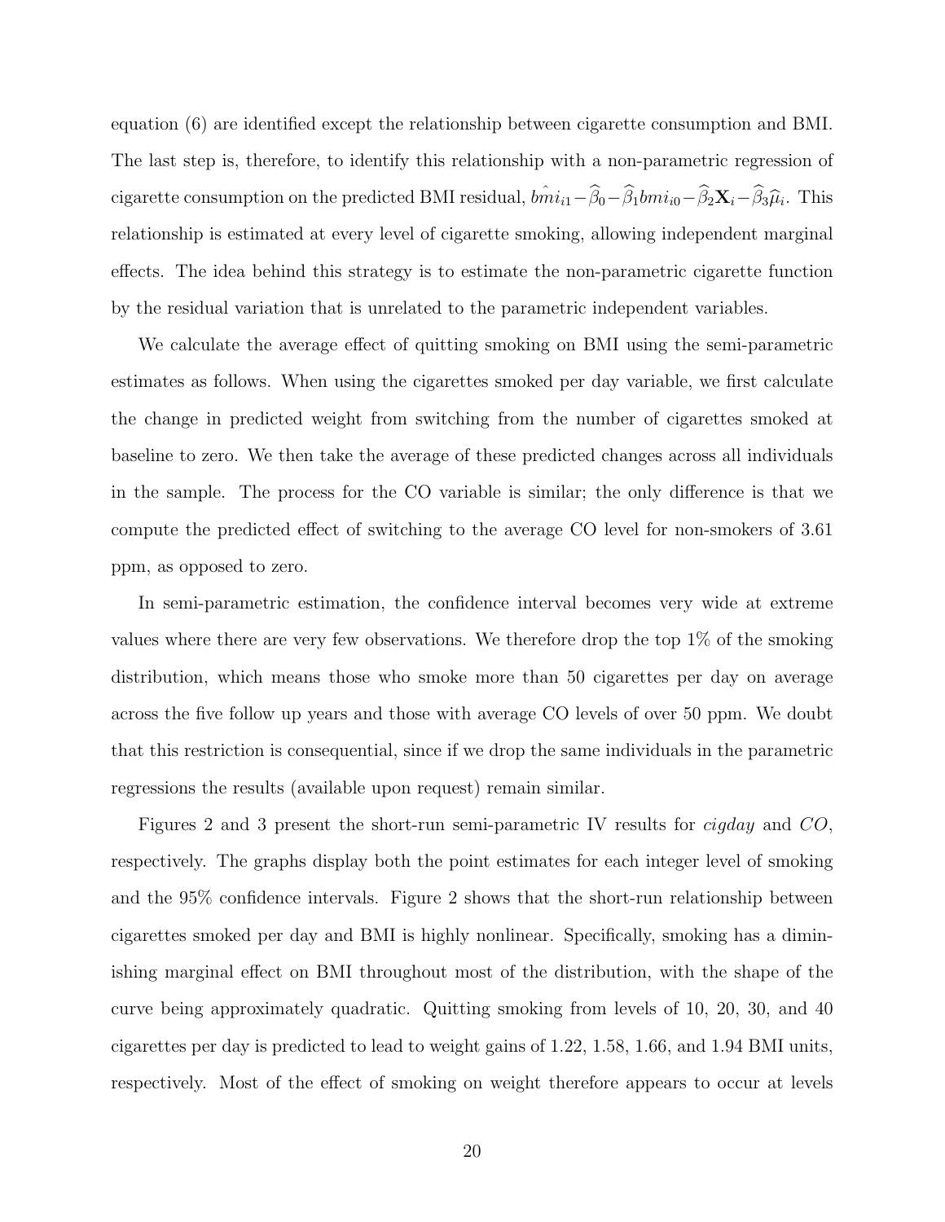equation (6) are identified except the relationship between cigarette consumption and BMI. The last step is, therefore, to identify this relationship with a non-parametric regression of cigarette consumption on the predicted BMI residual, $\hat{bmi}_{i1} - \widehat{\beta}_0 - \widehat{\beta}_1 bmi_{i0} - \widehat{\beta}_2 \mathbf{X}_i - \widehat{\beta}_3 \widehat{\mu}_i$. This relationship is estimated at every level of cigarette smoking, allowing independent marginal effects. The idea behind this strategy is to estimate the non-parametric cigarette function by the residual variation that is unrelated to the parametric independent variables.

We calculate the average effect of quitting smoking on BMI using the semi-parametric estimates as follows. When using the cigarettes smoked per day variable, we first calculate the change in predicted weight from switching from the number of cigarettes smoked at baseline to zero. We then take the average of these predicted changes across all individuals in the sample. The process for the CO variable is similar; the only difference is that we compute the predicted effect of switching to the average CO level for non-smokers of 3.61 ppm, as opposed to zero.

In semi-parametric estimation, the confidence interval becomes very wide at extreme values where there are very few observations. We therefore drop the top 1% of the smoking distribution, which means those who smoke more than 50 cigarettes per day on average across the five follow up years and those with average CO levels of over 50 ppm. We doubt that this restriction is consequential, since if we drop the same individuals in the parametric regressions the results (available upon request) remain similar.

Figures 2 and 3 present the short-run semi-parametric IV results for *cigday* and *CO*, respectively. The graphs display both the point estimates for each integer level of smoking and the 95% confidence intervals. Figure 2 shows that the short-run relationship between cigarettes smoked per day and BMI is highly nonlinear. Specifically, smoking has a diminishing marginal effect on BMI throughout most of the distribution, with the shape of the curve being approximately quadratic. Quitting smoking from levels of 10, 20, 30, and 40 cigarettes per day is predicted to lead to weight gains of 1.22, 1.58, 1.66, and 1.94 BMI units, respectively. Most of the effect of smoking on weight therefore appears to occur at levels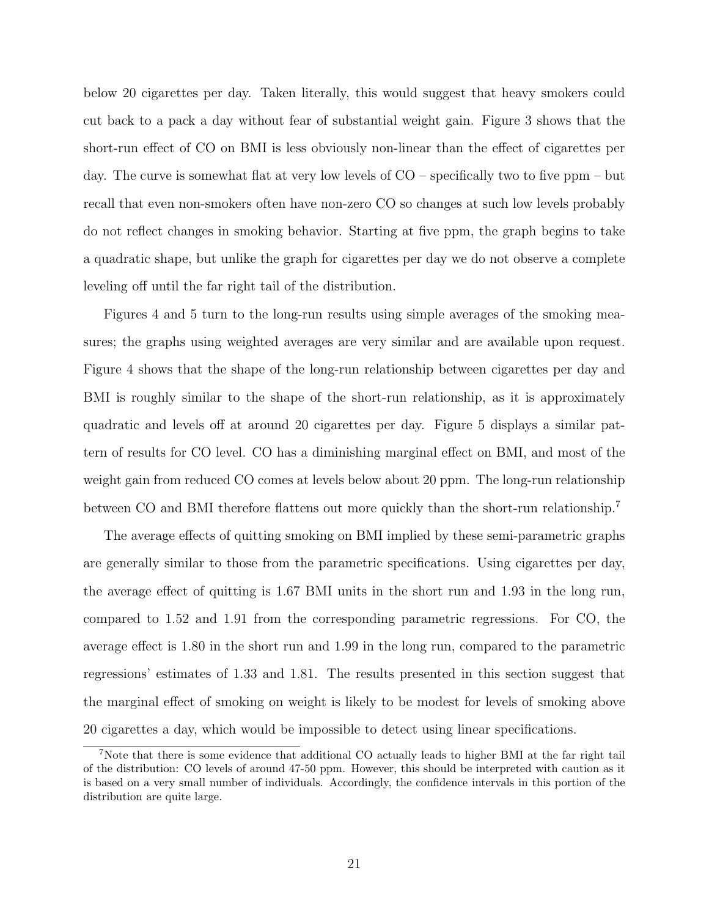below 20 cigarettes per day. Taken literally, this would suggest that heavy smokers could cut back to a pack a day without fear of substantial weight gain. Figure 3 shows that the short-run effect of CO on BMI is less obviously non-linear than the effect of cigarettes per day. The curve is somewhat flat at very low levels of CO – specifically two to five ppm – but recall that even non-smokers often have non-zero CO so changes at such low levels probably do not reflect changes in smoking behavior. Starting at five ppm, the graph begins to take a quadratic shape, but unlike the graph for cigarettes per day we do not observe a complete leveling off until the far right tail of the distribution.

Figures 4 and 5 turn to the long-run results using simple averages of the smoking measures; the graphs using weighted averages are very similar and are available upon request. Figure 4 shows that the shape of the long-run relationship between cigarettes per day and BMI is roughly similar to the shape of the short-run relationship, as it is approximately quadratic and levels off at around 20 cigarettes per day. Figure 5 displays a similar pattern of results for CO level. CO has a diminishing marginal effect on BMI, and most of the weight gain from reduced CO comes at levels below about 20 ppm. The long-run relationship between CO and BMI therefore flattens out more quickly than the short-run relationship.[7]

The average effects of quitting smoking on BMI implied by these semi-parametric graphs are generally similar to those from the parametric specifications. Using cigarettes per day, the average effect of quitting is 1.67 BMI units in the short run and 1.93 in the long run, compared to 1.52 and 1.91 from the corresponding parametric regressions. For CO, the average effect is 1.80 in the short run and 1.99 in the long run, compared to the parametric regressions' estimates of 1.33 and 1.81. The results presented in this section suggest that the marginal effect of smoking on weight is likely to be modest for levels of smoking above 20 cigarettes a day, which would be impossible to detect using linear specifications.

[7]Note that there is some evidence that additional CO actually leads to higher BMI at the far right tail of the distribution: CO levels of around 47-50 ppm. However, this should be interpreted with caution as it is based on a very small number of individuals. Accordingly, the confidence intervals in this portion of the distribution are quite large.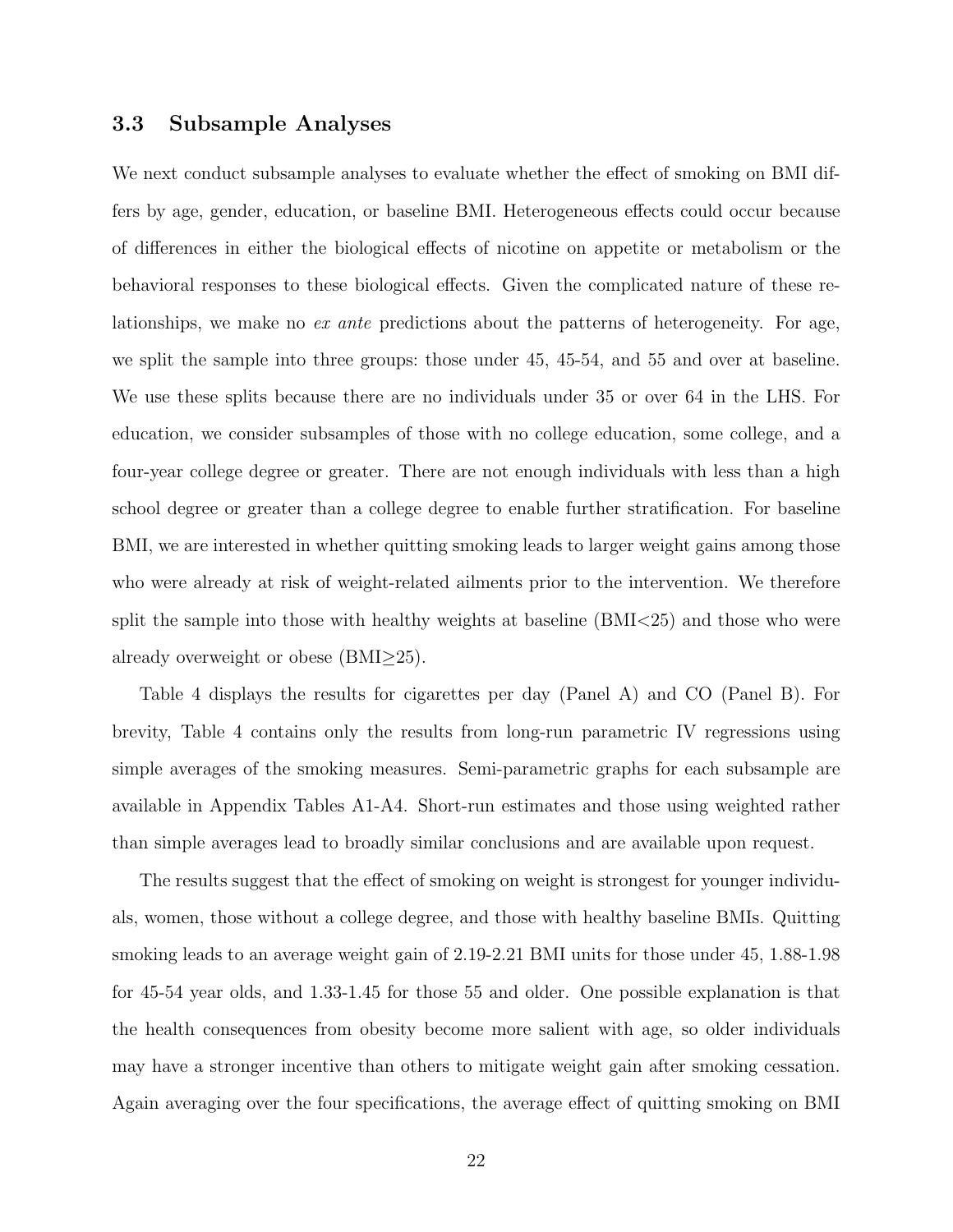### 3.3 Subsample Analyses

We next conduct subsample analyses to evaluate whether the effect of smoking on BMI differs by age, gender, education, or baseline BMI. Heterogeneous effects could occur because of differences in either the biological effects of nicotine on appetite or metabolism or the behavioral responses to these biological effects. Given the complicated nature of these relationships, we make no *ex ante* predictions about the patterns of heterogeneity. For age, we split the sample into three groups: those under 45, 45-54, and 55 and over at baseline. We use these splits because there are no individuals under 35 or over 64 in the LHS. For education, we consider subsamples of those with no college education, some college, and a four-year college degree or greater. There are not enough individuals with less than a high school degree or greater than a college degree to enable further stratification. For baseline BMI, we are interested in whether quitting smoking leads to larger weight gains among those who were already at risk of weight-related ailments prior to the intervention. We therefore split the sample into those with healthy weights at baseline (BMI<25) and those who were already overweight or obese (BMI≥25).

Table 4 displays the results for cigarettes per day (Panel A) and CO (Panel B). For brevity, Table 4 contains only the results from long-run parametric IV regressions using simple averages of the smoking measures. Semi-parametric graphs for each subsample are available in Appendix Tables A1-A4. Short-run estimates and those using weighted rather than simple averages lead to broadly similar conclusions and are available upon request.

The results suggest that the effect of smoking on weight is strongest for younger individuals, women, those without a college degree, and those with healthy baseline BMIs. Quitting smoking leads to an average weight gain of 2.19-2.21 BMI units for those under 45, 1.88-1.98 for 45-54 year olds, and 1.33-1.45 for those 55 and older. One possible explanation is that the health consequences from obesity become more salient with age, so older individuals may have a stronger incentive than others to mitigate weight gain after smoking cessation. Again averaging over the four specifications, the average effect of quitting smoking on BMI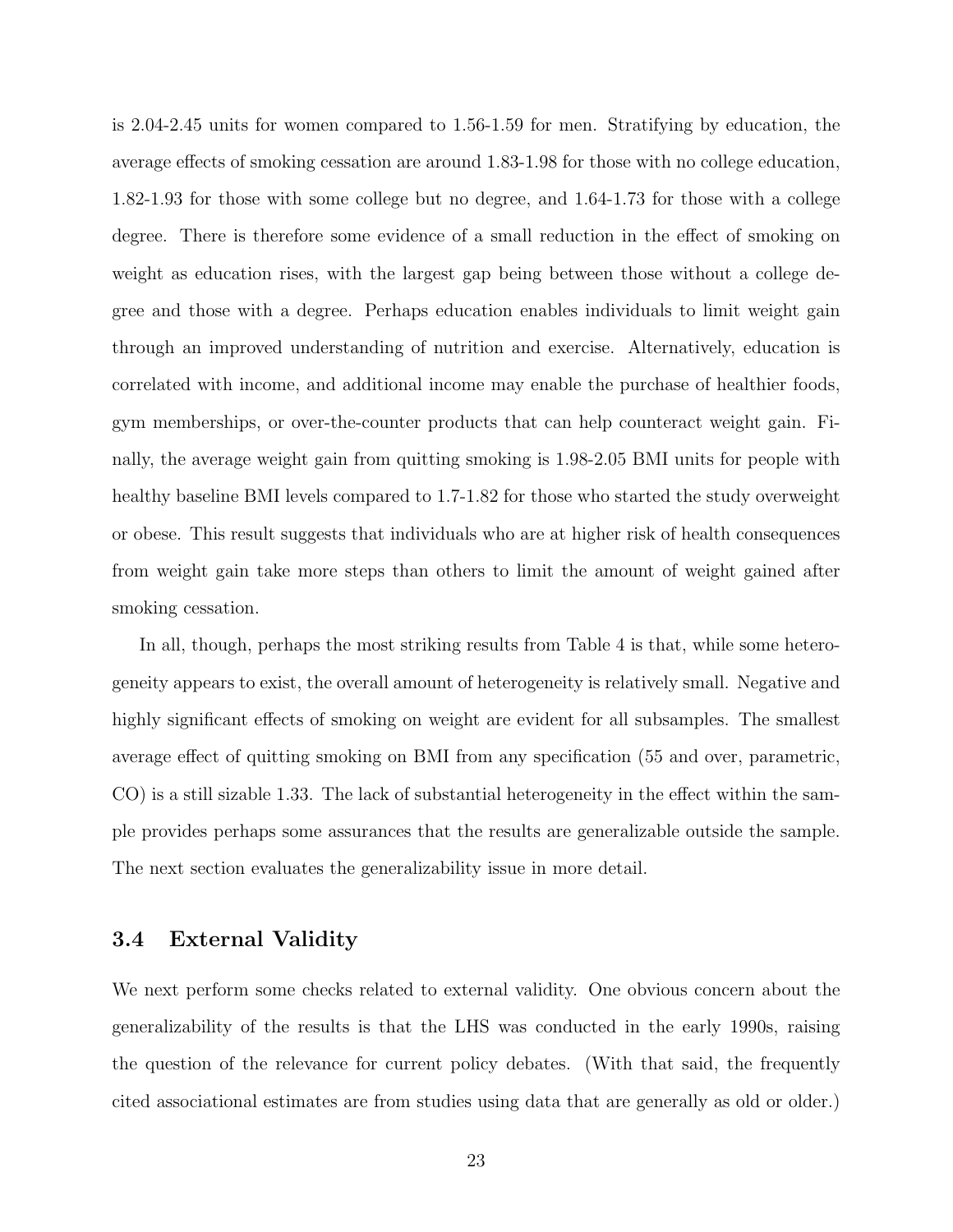is 2.04-2.45 units for women compared to 1.56-1.59 for men. Stratifying by education, the average effects of smoking cessation are around 1.83-1.98 for those with no college education, 1.82-1.93 for those with some college but no degree, and 1.64-1.73 for those with a college degree. There is therefore some evidence of a small reduction in the effect of smoking on weight as education rises, with the largest gap being between those without a college degree and those with a degree. Perhaps education enables individuals to limit weight gain through an improved understanding of nutrition and exercise. Alternatively, education is correlated with income, and additional income may enable the purchase of healthier foods, gym memberships, or over-the-counter products that can help counteract weight gain. Finally, the average weight gain from quitting smoking is 1.98-2.05 BMI units for people with healthy baseline BMI levels compared to 1.7-1.82 for those who started the study overweight or obese. This result suggests that individuals who are at higher risk of health consequences from weight gain take more steps than others to limit the amount of weight gained after smoking cessation.

In all, though, perhaps the most striking results from Table 4 is that, while some heterogeneity appears to exist, the overall amount of heterogeneity is relatively small. Negative and highly significant effects of smoking on weight are evident for all subsamples. The smallest average effect of quitting smoking on BMI from any specification (55 and over, parametric, CO) is a still sizable 1.33. The lack of substantial heterogeneity in the effect within the sample provides perhaps some assurances that the results are generalizable outside the sample. The next section evaluates the generalizability issue in more detail.

### 3.4 External Validity

We next perform some checks related to external validity. One obvious concern about the generalizability of the results is that the LHS was conducted in the early 1990s, raising the question of the relevance for current policy debates. (With that said, the frequently cited associational estimates are from studies using data that are generally as old or older.)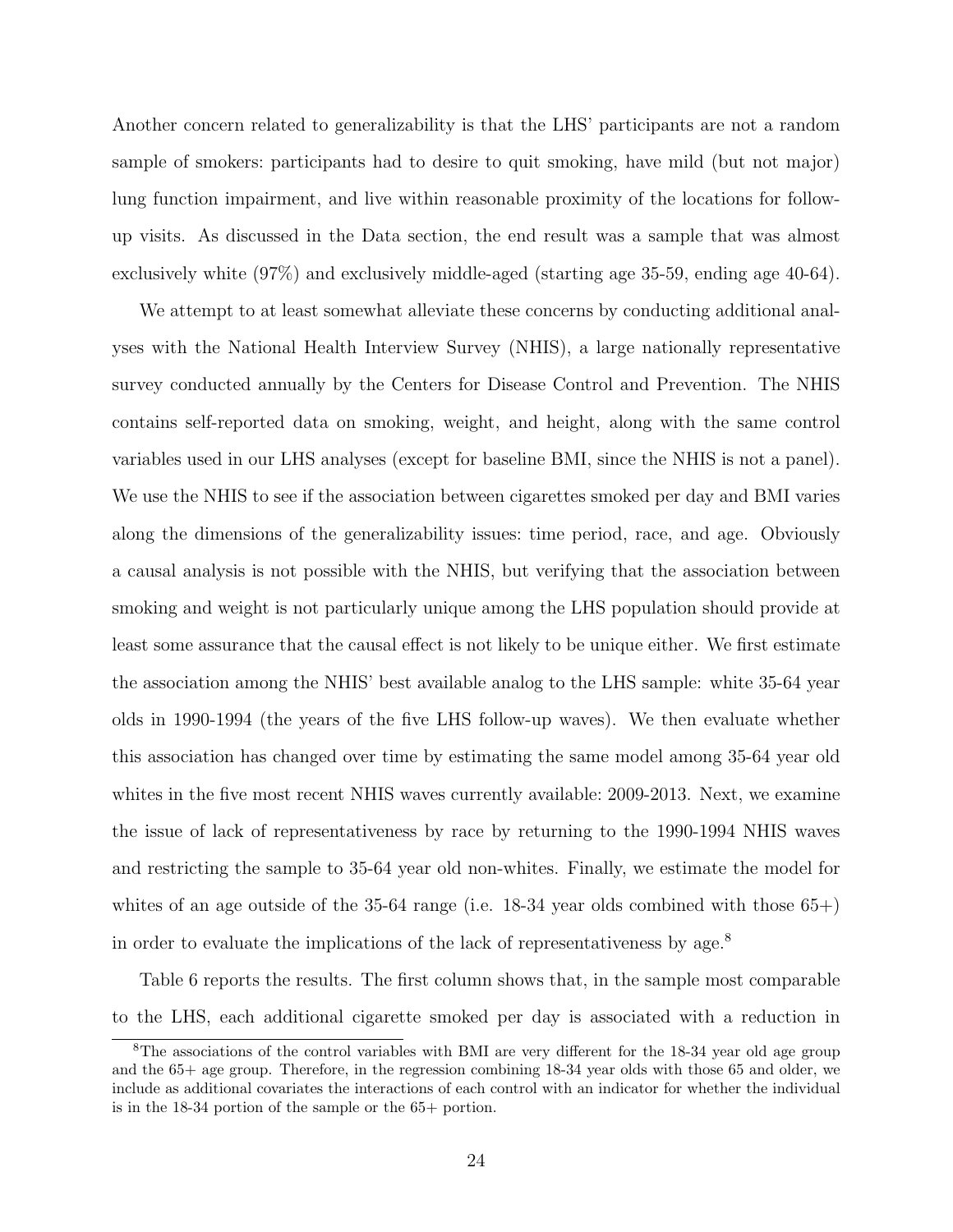Another concern related to generalizability is that the LHS' participants are not a random sample of smokers: participants had to desire to quit smoking, have mild (but not major) lung function impairment, and live within reasonable proximity of the locations for follow-up visits. As discussed in the Data section, the end result was a sample that was almost exclusively white (97%) and exclusively middle-aged (starting age 35-59, ending age 40-64).

We attempt to at least somewhat alleviate these concerns by conducting additional analyses with the National Health Interview Survey (NHIS), a large nationally representative survey conducted annually by the Centers for Disease Control and Prevention. The NHIS contains self-reported data on smoking, weight, and height, along with the same control variables used in our LHS analyses (except for baseline BMI, since the NHIS is not a panel). We use the NHIS to see if the association between cigarettes smoked per day and BMI varies along the dimensions of the generalizability issues: time period, race, and age. Obviously a causal analysis is not possible with the NHIS, but verifying that the association between smoking and weight is not particularly unique among the LHS population should provide at least some assurance that the causal effect is not likely to be unique either. We first estimate the association among the NHIS' best available analog to the LHS sample: white 35-64 year olds in 1990-1994 (the years of the five LHS follow-up waves). We then evaluate whether this association has changed over time by estimating the same model among 35-64 year old whites in the five most recent NHIS waves currently available: 2009-2013. Next, we examine the issue of lack of representativeness by race by returning to the 1990-1994 NHIS waves and restricting the sample to 35-64 year old non-whites. Finally, we estimate the model for whites of an age outside of the 35-64 range (i.e. 18-34 year olds combined with those 65+) in order to evaluate the implications of the lack of representativeness by age.[8]

Table 6 reports the results. The first column shows that, in the sample most comparable to the LHS, each additional cigarette smoked per day is associated with a reduction in

[8]The associations of the control variables with BMI are very different for the 18-34 year old age group and the 65+ age group. Therefore, in the regression combining 18-34 year olds with those 65 and older, we include as additional covariates the interactions of each control with an indicator for whether the individual is in the 18-34 portion of the sample or the 65+ portion.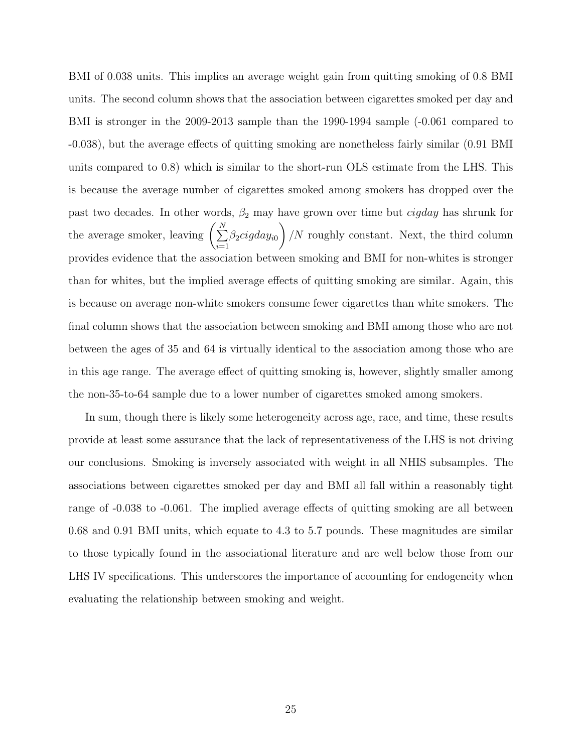BMI of 0.038 units. This implies an average weight gain from quitting smoking of 0.8 BMI units. The second column shows that the association between cigarettes smoked per day and BMI is stronger in the 2009-2013 sample than the 1990-1994 sample (-0.061 compared to -0.038), but the average effects of quitting smoking are nonetheless fairly similar (0.91 BMI units compared to 0.8) which is similar to the short-run OLS estimate from the LHS. This is because the average number of cigarettes smoked among smokers has dropped over the past two decades. In other words, $\beta_2$ may have grown over time but *cigday* has shrunk for the average smoker, leaving $\left(\sum_{i=1}^{N} \beta_2 cigday_{i0}\right)/N$ roughly constant. Next, the third column provides evidence that the association between smoking and BMI for non-whites is stronger than for whites, but the implied average effects of quitting smoking are similar. Again, this is because on average non-white smokers consume fewer cigarettes than white smokers. The final column shows that the association between smoking and BMI among those who are not between the ages of 35 and 64 is virtually identical to the association among those who are in this age range. The average effect of quitting smoking is, however, slightly smaller among the non-35-to-64 sample due to a lower number of cigarettes smoked among smokers.

In sum, though there is likely some heterogeneity across age, race, and time, these results provide at least some assurance that the lack of representativeness of the LHS is not driving our conclusions. Smoking is inversely associated with weight in all NHIS subsamples. The associations between cigarettes smoked per day and BMI all fall within a reasonably tight range of -0.038 to -0.061. The implied average effects of quitting smoking are all between 0.68 and 0.91 BMI units, which equate to 4.3 to 5.7 pounds. These magnitudes are similar to those typically found in the associational literature and are well below those from our LHS IV specifications. This underscores the importance of accounting for endogeneity when evaluating the relationship between smoking and weight.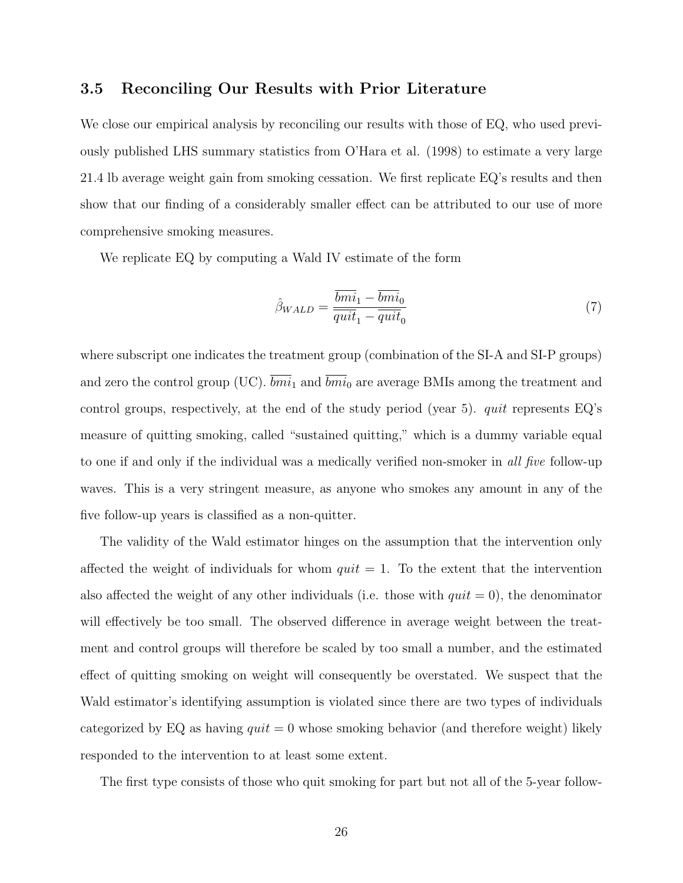### 3.5 Reconciling Our Results with Prior Literature

We close our empirical analysis by reconciling our results with those of EQ, who used previously published LHS summary statistics from O'Hara et al. (1998) to estimate a very large 21.4 lb average weight gain from smoking cessation. We first replicate EQ's results and then show that our finding of a considerably smaller effect can be attributed to our use of more comprehensive smoking measures.

We replicate EQ by computing a Wald IV estimate of the form

$$\hat{\beta}_{WALD} = \frac{\overline{bmi}_1 - \overline{bmi}_0}{\overline{quit}_1 - \overline{quit}_0} \tag{7}$$

where subscript one indicates the treatment group (combination of the SI-A and SI-P groups) and zero the control group (UC). $\overline{bmi}_1$ and $\overline{bmi}_0$ are average BMIs among the treatment and control groups, respectively, at the end of the study period (year 5). *quit* represents EQ's measure of quitting smoking, called "sustained quitting," which is a dummy variable equal to one if and only if the individual was a medically verified non-smoker in *all five* follow-up waves. This is a very stringent measure, as anyone who smokes any amount in any of the five follow-up years is classified as a non-quitter.

The validity of the Wald estimator hinges on the assumption that the intervention only affected the weight of individuals for whom $quit = 1$. To the extent that the intervention also affected the weight of any other individuals (i.e. those with $quit = 0$), the denominator will effectively be too small. The observed difference in average weight between the treatment and control groups will therefore be scaled by too small a number, and the estimated effect of quitting smoking on weight will consequently be overstated. We suspect that the Wald estimator's identifying assumption is violated since there are two types of individuals categorized by EQ as having $quit = 0$ whose smoking behavior (and therefore weight) likely responded to the intervention to at least some extent.

The first type consists of those who quit smoking for part but not all of the 5-year follow-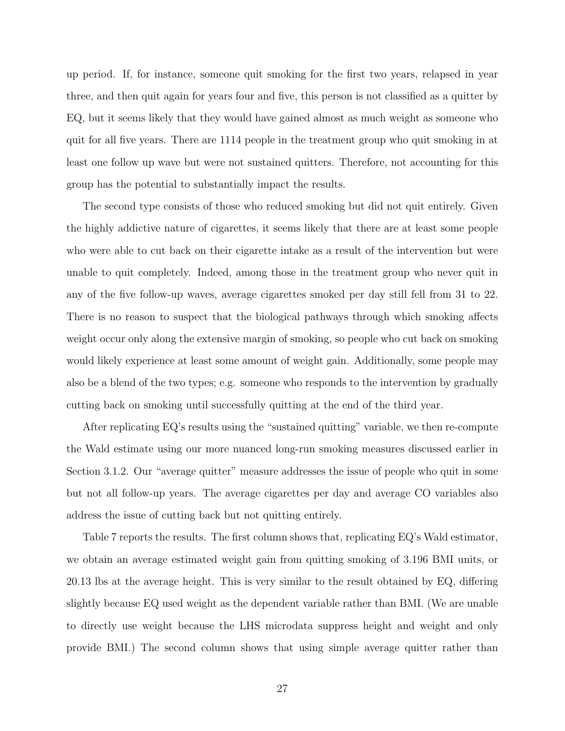up period. If, for instance, someone quit smoking for the first two years, relapsed in year three, and then quit again for years four and five, this person is not classified as a quitter by EQ, but it seems likely that they would have gained almost as much weight as someone who quit for all five years. There are 1114 people in the treatment group who quit smoking in at least one follow up wave but were not sustained quitters. Therefore, not accounting for this group has the potential to substantially impact the results.

The second type consists of those who reduced smoking but did not quit entirely. Given the highly addictive nature of cigarettes, it seems likely that there are at least some people who were able to cut back on their cigarette intake as a result of the intervention but were unable to quit completely. Indeed, among those in the treatment group who never quit in any of the five follow-up waves, average cigarettes smoked per day still fell from 31 to 22. There is no reason to suspect that the biological pathways through which smoking affects weight occur only along the extensive margin of smoking, so people who cut back on smoking would likely experience at least some amount of weight gain. Additionally, some people may also be a blend of the two types; e.g. someone who responds to the intervention by gradually cutting back on smoking until successfully quitting at the end of the third year.

After replicating EQ's results using the "sustained quitting" variable, we then re-compute the Wald estimate using our more nuanced long-run smoking measures discussed earlier in Section 3.1.2. Our "average quitter" measure addresses the issue of people who quit in some but not all follow-up years. The average cigarettes per day and average CO variables also address the issue of cutting back but not quitting entirely.

Table 7 reports the results. The first column shows that, replicating EQ's Wald estimator, we obtain an average estimated weight gain from quitting smoking of 3.196 BMI units, or 20.13 lbs at the average height. This is very similar to the result obtained by EQ, differing slightly because EQ used weight as the dependent variable rather than BMI. (We are unable to directly use weight because the LHS microdata suppress height and weight and only provide BMI.) The second column shows that using simple average quitter rather than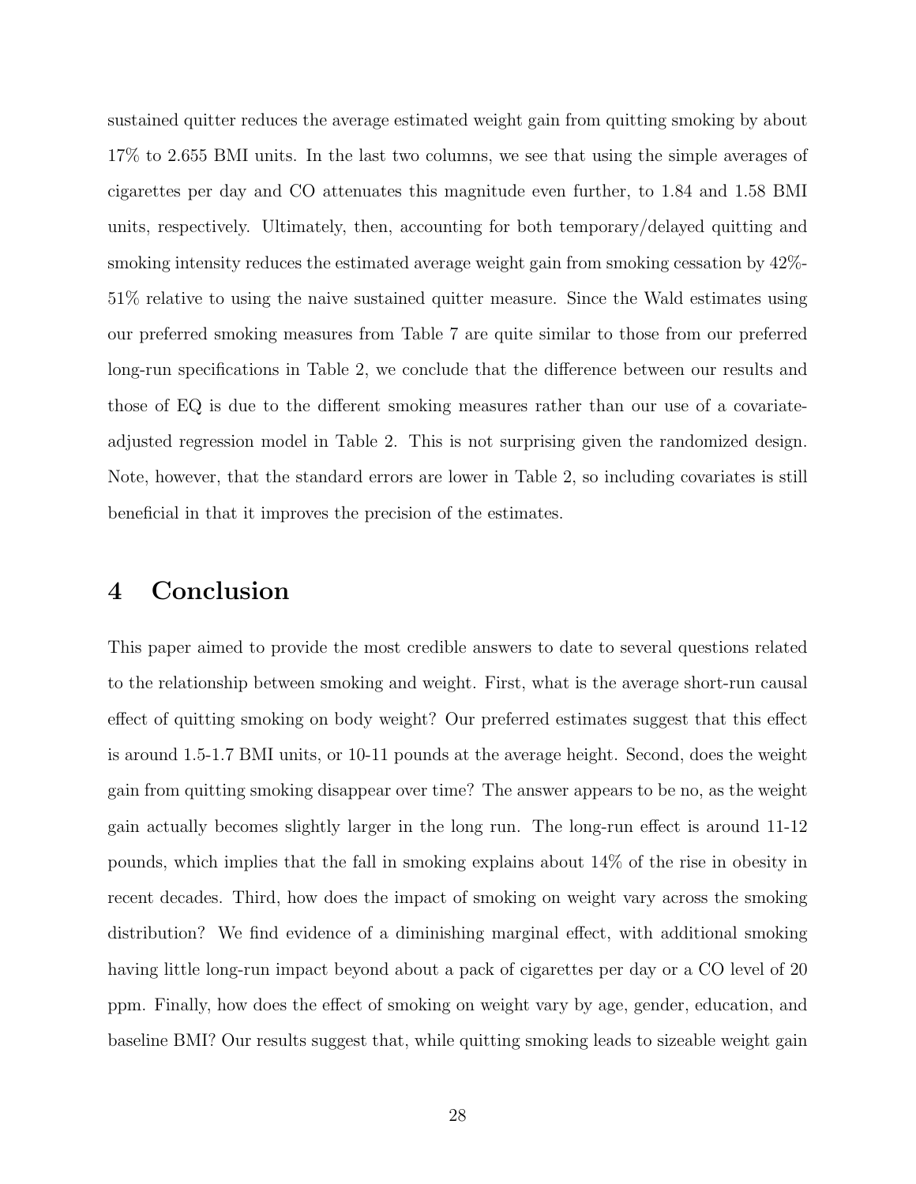sustained quitter reduces the average estimated weight gain from quitting smoking by about 17% to 2.655 BMI units. In the last two columns, we see that using the simple averages of cigarettes per day and CO attenuates this magnitude even further, to 1.84 and 1.58 BMI units, respectively. Ultimately, then, accounting for both temporary/delayed quitting and smoking intensity reduces the estimated average weight gain from smoking cessation by 42%-51% relative to using the naive sustained quitter measure. Since the Wald estimates using our preferred smoking measures from Table 7 are quite similar to those from our preferred long-run specifications in Table 2, we conclude that the difference between our results and those of EQ is due to the different smoking measures rather than our use of a covariate-adjusted regression model in Table 2. This is not surprising given the randomized design. Note, however, that the standard errors are lower in Table 2, so including covariates is still beneficial in that it improves the precision of the estimates.

# 4 Conclusion

This paper aimed to provide the most credible answers to date to several questions related to the relationship between smoking and weight. First, what is the average short-run causal effect of quitting smoking on body weight? Our preferred estimates suggest that this effect is around 1.5-1.7 BMI units, or 10-11 pounds at the average height. Second, does the weight gain from quitting smoking disappear over time? The answer appears to be no, as the weight gain actually becomes slightly larger in the long run. The long-run effect is around 11-12 pounds, which implies that the fall in smoking explains about 14% of the rise in obesity in recent decades. Third, how does the impact of smoking on weight vary across the smoking distribution? We find evidence of a diminishing marginal effect, with additional smoking having little long-run impact beyond about a pack of cigarettes per day or a CO level of 20 ppm. Finally, how does the effect of smoking on weight vary by age, gender, education, and baseline BMI? Our results suggest that, while quitting smoking leads to sizeable weight gain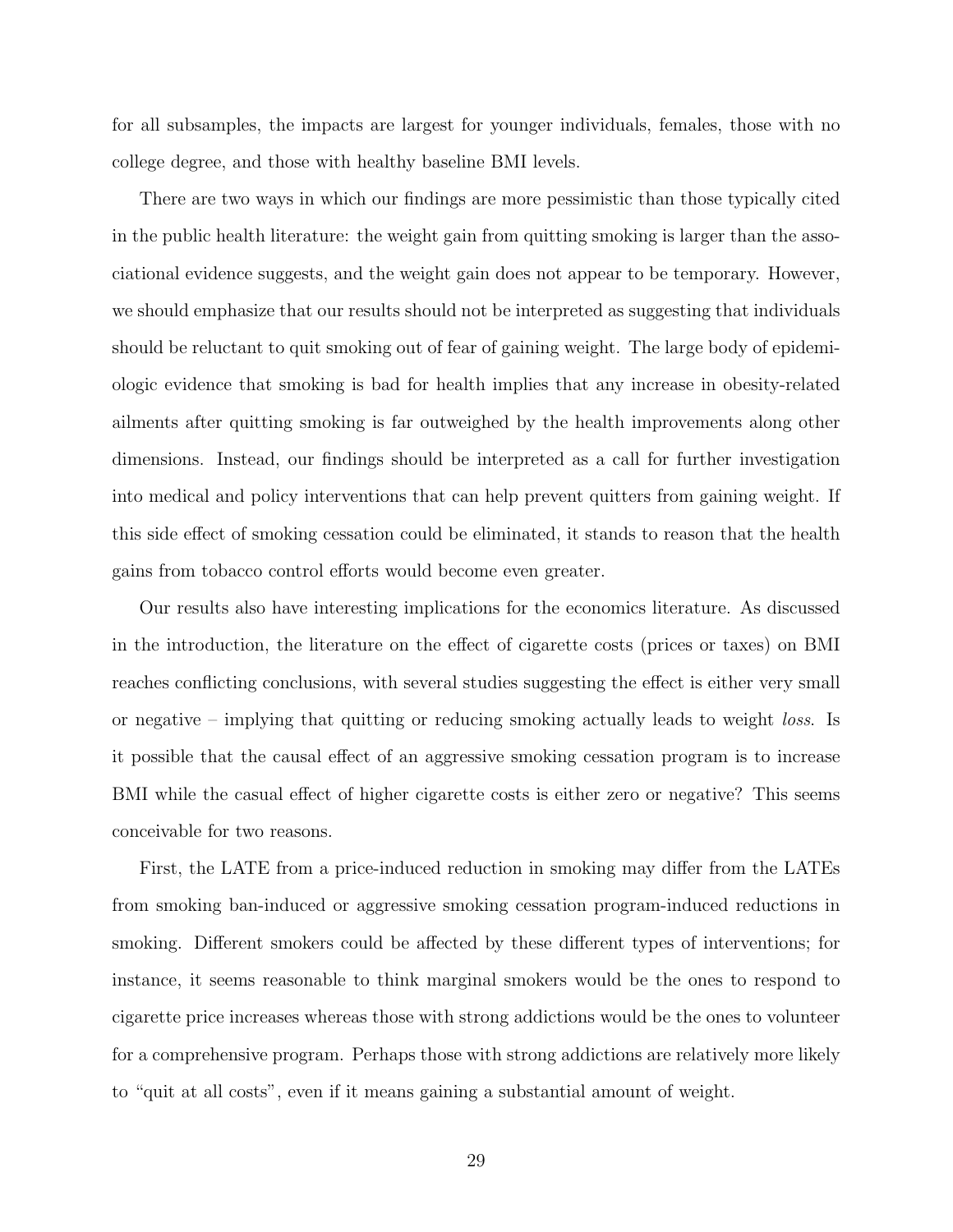for all subsamples, the impacts are largest for younger individuals, females, those with no college degree, and those with healthy baseline BMI levels.

There are two ways in which our findings are more pessimistic than those typically cited in the public health literature: the weight gain from quitting smoking is larger than the associational evidence suggests, and the weight gain does not appear to be temporary. However, we should emphasize that our results should not be interpreted as suggesting that individuals should be reluctant to quit smoking out of fear of gaining weight. The large body of epidemiologic evidence that smoking is bad for health implies that any increase in obesity-related ailments after quitting smoking is far outweighed by the health improvements along other dimensions. Instead, our findings should be interpreted as a call for further investigation into medical and policy interventions that can help prevent quitters from gaining weight. If this side effect of smoking cessation could be eliminated, it stands to reason that the health gains from tobacco control efforts would become even greater.

Our results also have interesting implications for the economics literature. As discussed in the introduction, the literature on the effect of cigarette costs (prices or taxes) on BMI reaches conflicting conclusions, with several studies suggesting the effect is either very small or negative – implying that quitting or reducing smoking actually leads to weight *loss*. Is it possible that the causal effect of an aggressive smoking cessation program is to increase BMI while the casual effect of higher cigarette costs is either zero or negative? This seems conceivable for two reasons.

First, the LATE from a price-induced reduction in smoking may differ from the LATEs from smoking ban-induced or aggressive smoking cessation program-induced reductions in smoking. Different smokers could be affected by these different types of interventions; for instance, it seems reasonable to think marginal smokers would be the ones to respond to cigarette price increases whereas those with strong addictions would be the ones to volunteer for a comprehensive program. Perhaps those with strong addictions are relatively more likely to "quit at all costs", even if it means gaining a substantial amount of weight.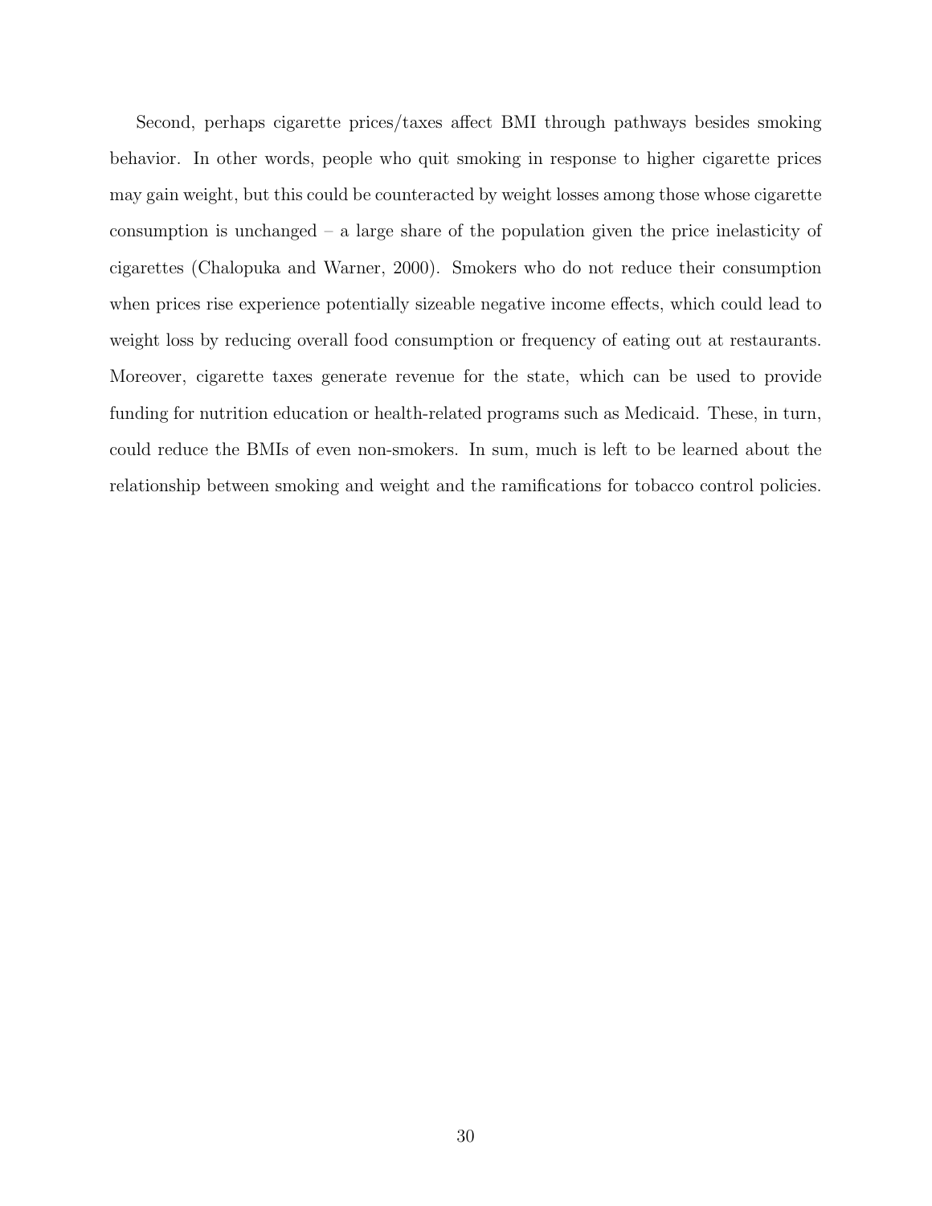Second, perhaps cigarette prices/taxes affect BMI through pathways besides smoking behavior. In other words, people who quit smoking in response to higher cigarette prices may gain weight, but this could be counteracted by weight losses among those whose cigarette consumption is unchanged – a large share of the population given the price inelasticity of cigarettes (Chalopuka and Warner, 2000). Smokers who do not reduce their consumption when prices rise experience potentially sizeable negative income effects, which could lead to weight loss by reducing overall food consumption or frequency of eating out at restaurants. Moreover, cigarette taxes generate revenue for the state, which can be used to provide funding for nutrition education or health-related programs such as Medicaid. These, in turn, could reduce the BMIs of even non-smokers. In sum, much is left to be learned about the relationship between smoking and weight and the ramifications for tobacco control policies.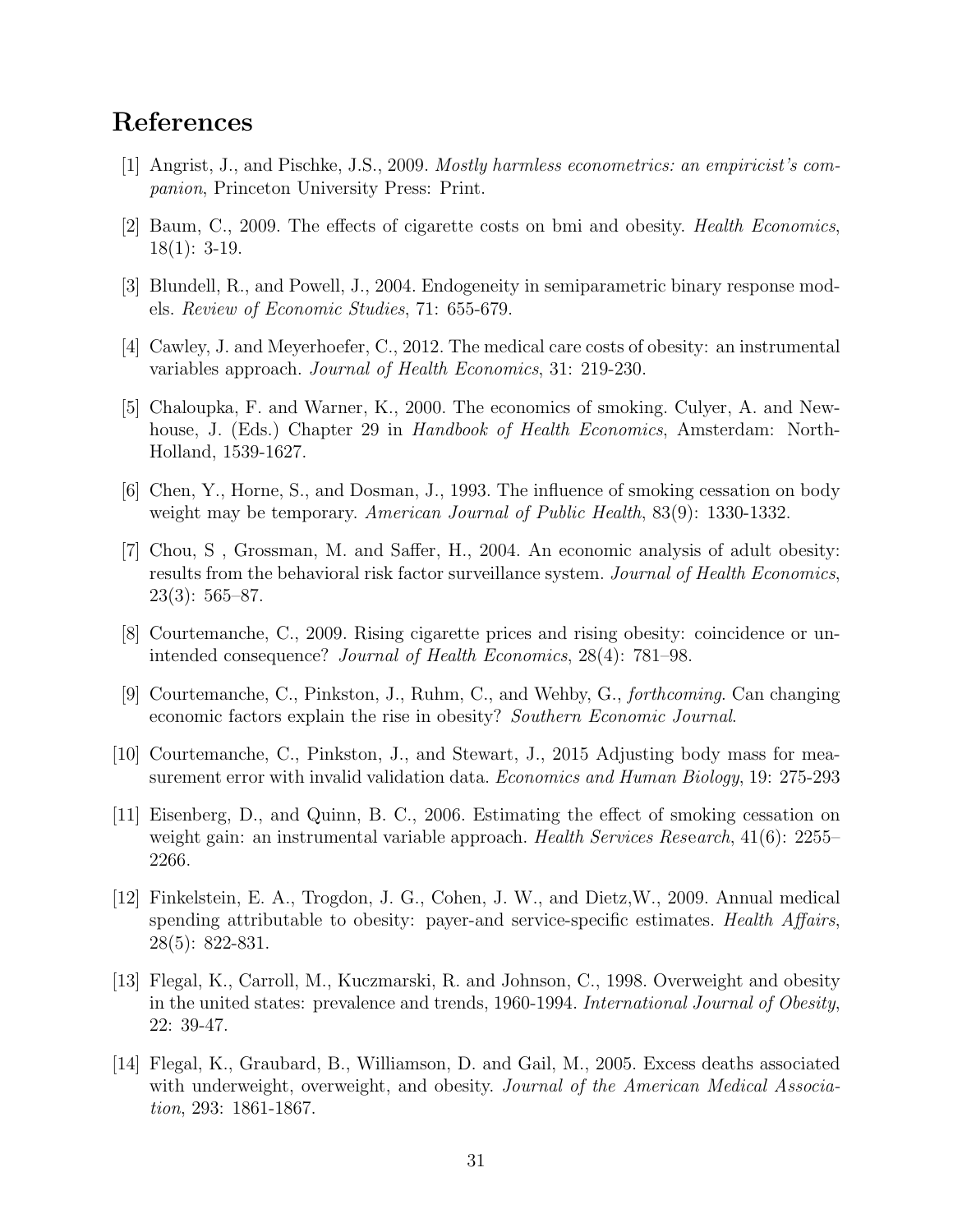# References

[1] Angrist, J., and Pischke, J.S., 2009. *Mostly harmless econometrics: an empiricist's companion*, Princeton University Press: Print.

[2] Baum, C., 2009. The effects of cigarette costs on bmi and obesity. *Health Economics*, 18(1): 3-19.

[3] Blundell, R., and Powell, J., 2004. Endogeneity in semiparametric binary response models. *Review of Economic Studies*, 71: 655-679.

[4] Cawley, J. and Meyerhoefer, C., 2012. The medical care costs of obesity: an instrumental variables approach. *Journal of Health Economics*, 31: 219-230.

[5] Chaloupka, F. and Warner, K., 2000. The economics of smoking. Culyer, A. and Newhouse, J. (Eds.) Chapter 29 in *Handbook of Health Economics*, Amsterdam: North-Holland, 1539-1627.

[6] Chen, Y., Horne, S., and Dosman, J., 1993. The influence of smoking cessation on body weight may be temporary. *American Journal of Public Health*, 83(9): 1330-1332.

[7] Chou, S , Grossman, M. and Saffer, H., 2004. An economic analysis of adult obesity: results from the behavioral risk factor surveillance system. *Journal of Health Economics*, 23(3): 565–87.

[8] Courtemanche, C., 2009. Rising cigarette prices and rising obesity: coincidence or unintended consequence? *Journal of Health Economics*, 28(4): 781–98.

[9] Courtemanche, C., Pinkston, J., Ruhm, C., and Wehby, G., *forthcoming*. Can changing economic factors explain the rise in obesity? *Southern Economic Journal*.

[10] Courtemanche, C., Pinkston, J., and Stewart, J., 2015 Adjusting body mass for measurement error with invalid validation data. *Economics and Human Biology*, 19: 275-293

[11] Eisenberg, D., and Quinn, B. C., 2006. Estimating the effect of smoking cessation on weight gain: an instrumental variable approach. *Health Services Research*, 41(6): 2255–2266.

[12] Finkelstein, E. A., Trogdon, J. G., Cohen, J. W., and Dietz,W., 2009. Annual medical spending attributable to obesity: payer-and service-specific estimates. *Health Affairs*, 28(5): 822-831.

[13] Flegal, K., Carroll, M., Kuczmarski, R. and Johnson, C., 1998. Overweight and obesity in the united states: prevalence and trends, 1960-1994. *International Journal of Obesity*, 22: 39-47.

[14] Flegal, K., Graubard, B., Williamson, D. and Gail, M., 2005. Excess deaths associated with underweight, overweight, and obesity. *Journal of the American Medical Association*, 293: 1861-1867.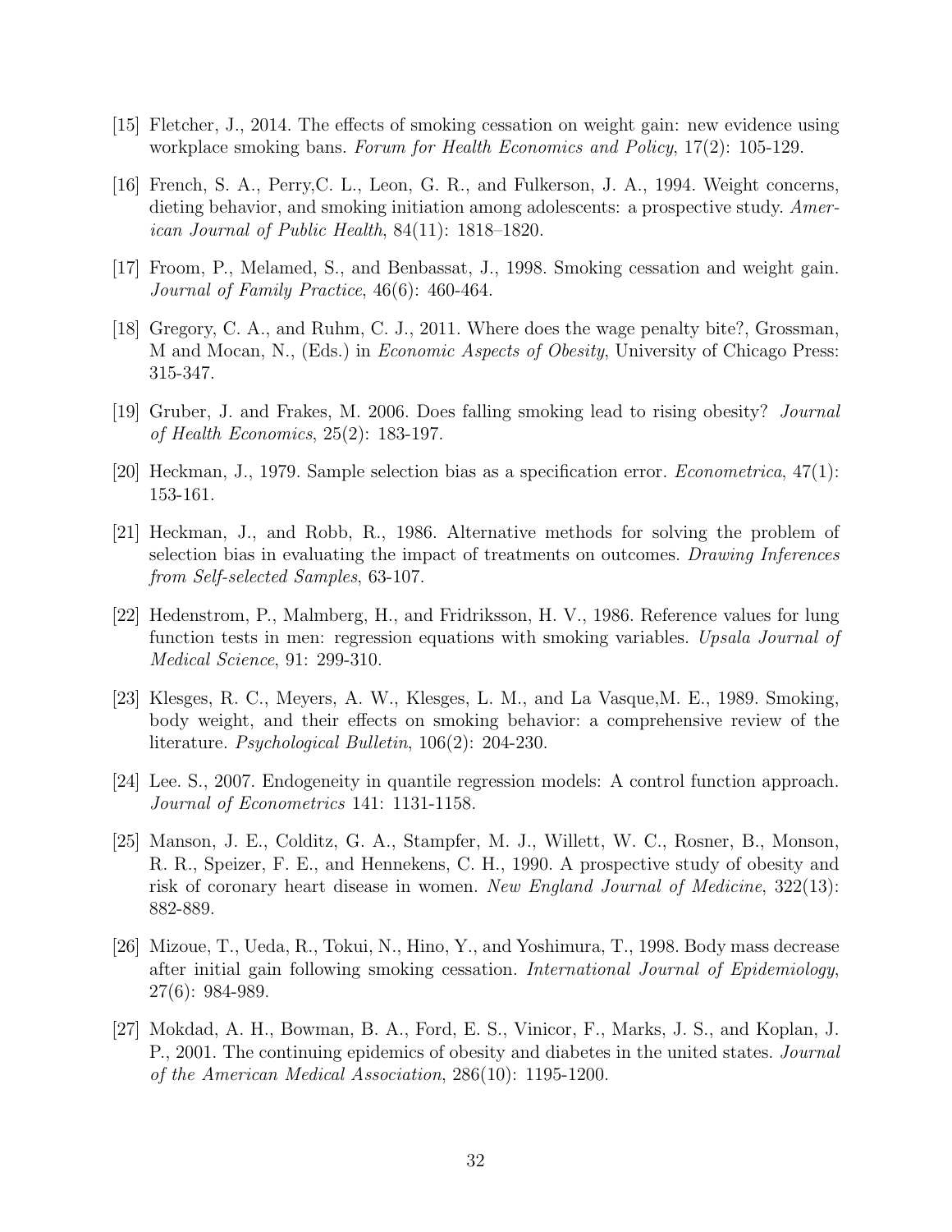[15] Fletcher, J., 2014. The effects of smoking cessation on weight gain: new evidence using workplace smoking bans. *Forum for Health Economics and Policy*, 17(2): 105-129.

[16] French, S. A., Perry,C. L., Leon, G. R., and Fulkerson, J. A., 1994. Weight concerns, dieting behavior, and smoking initiation among adolescents: a prospective study. *American Journal of Public Health*, 84(11): 1818–1820.

[17] Froom, P., Melamed, S., and Benbassat, J., 1998. Smoking cessation and weight gain. *Journal of Family Practice*, 46(6): 460-464.

[18] Gregory, C. A., and Ruhm, C. J., 2011. Where does the wage penalty bite?, Grossman, M and Mocan, N., (Eds.) in *Economic Aspects of Obesity*, University of Chicago Press: 315-347.

[19] Gruber, J. and Frakes, M. 2006. Does falling smoking lead to rising obesity? *Journal of Health Economics*, 25(2): 183-197.

[20] Heckman, J., 1979. Sample selection bias as a specification error. *Econometrica*, 47(1): 153-161.

[21] Heckman, J., and Robb, R., 1986. Alternative methods for solving the problem of selection bias in evaluating the impact of treatments on outcomes. *Drawing Inferences from Self-selected Samples*, 63-107.

[22] Hedenstrom, P., Malmberg, H., and Fridriksson, H. V., 1986. Reference values for lung function tests in men: regression equations with smoking variables. *Upsala Journal of Medical Science*, 91: 299-310.

[23] Klesges, R. C., Meyers, A. W., Klesges, L. M., and La Vasque,M. E., 1989. Smoking, body weight, and their effects on smoking behavior: a comprehensive review of the literature. *Psychological Bulletin*, 106(2): 204-230.

[24] Lee. S., 2007. Endogeneity in quantile regression models: A control function approach. *Journal of Econometrics* 141: 1131-1158.

[25] Manson, J. E., Colditz, G. A., Stampfer, M. J., Willett, W. C., Rosner, B., Monson, R. R., Speizer, F. E., and Hennekens, C. H., 1990. A prospective study of obesity and risk of coronary heart disease in women. *New England Journal of Medicine*, 322(13): 882-889.

[26] Mizoue, T., Ueda, R., Tokui, N., Hino, Y., and Yoshimura, T., 1998. Body mass decrease after initial gain following smoking cessation. *International Journal of Epidemiology*, 27(6): 984-989.

[27] Mokdad, A. H., Bowman, B. A., Ford, E. S., Vinicor, F., Marks, J. S., and Koplan, J. P., 2001. The continuing epidemics of obesity and diabetes in the united states. *Journal of the American Medical Association*, 286(10): 1195-1200.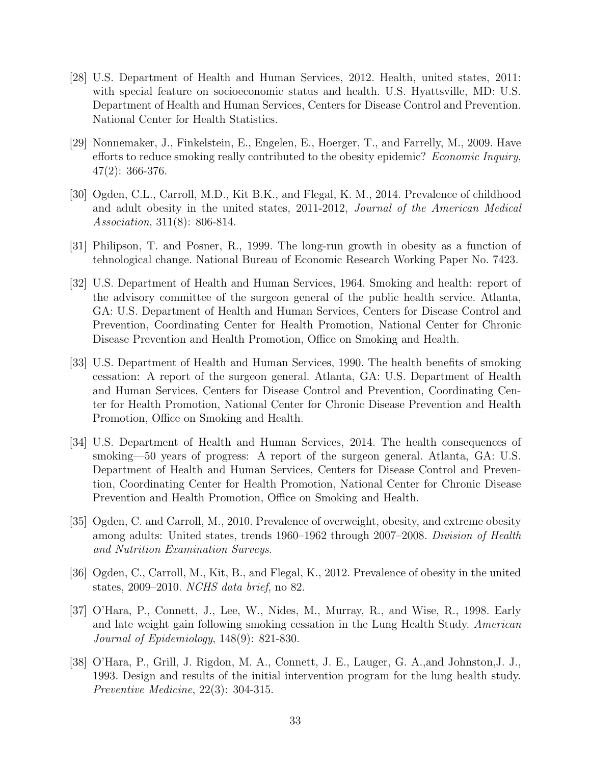[28] U.S. Department of Health and Human Services, 2012. Health, united states, 2011: with special feature on socioeconomic status and health. U.S. Hyattsville, MD: U.S. Department of Health and Human Services, Centers for Disease Control and Prevention. National Center for Health Statistics.

[29] Nonnemaker, J., Finkelstein, E., Engelen, E., Hoerger, T., and Farrelly, M., 2009. Have efforts to reduce smoking really contributed to the obesity epidemic? *Economic Inquiry*, 47(2): 366-376.

[30] Ogden, C.L., Carroll, M.D., Kit B.K., and Flegal, K. M., 2014. Prevalence of childhood and adult obesity in the united states, 2011-2012, *Journal of the American Medical Association*, 311(8): 806-814.

[31] Philipson, T. and Posner, R., 1999. The long-run growth in obesity as a function of tehnological change. National Bureau of Economic Research Working Paper No. 7423.

[32] U.S. Department of Health and Human Services, 1964. Smoking and health: report of the advisory committee of the surgeon general of the public health service. Atlanta, GA: U.S. Department of Health and Human Services, Centers for Disease Control and Prevention, Coordinating Center for Health Promotion, National Center for Chronic Disease Prevention and Health Promotion, Office on Smoking and Health.

[33] U.S. Department of Health and Human Services, 1990. The health benefits of smoking cessation: A report of the surgeon general. Atlanta, GA: U.S. Department of Health and Human Services, Centers for Disease Control and Prevention, Coordinating Center for Health Promotion, National Center for Chronic Disease Prevention and Health Promotion, Office on Smoking and Health.

[34] U.S. Department of Health and Human Services, 2014. The health consequences of smoking—50 years of progress: A report of the surgeon general. Atlanta, GA: U.S. Department of Health and Human Services, Centers for Disease Control and Prevention, Coordinating Center for Health Promotion, National Center for Chronic Disease Prevention and Health Promotion, Office on Smoking and Health.

[35] Ogden, C. and Carroll, M., 2010. Prevalence of overweight, obesity, and extreme obesity among adults: United states, trends 1960–1962 through 2007–2008. *Division of Health and Nutrition Examination Surveys*.

[36] Ogden, C., Carroll, M., Kit, B., and Flegal, K., 2012. Prevalence of obesity in the united states, 2009–2010. *NCHS data brief*, no 82.

[37] O'Hara, P., Connett, J., Lee, W., Nides, M., Murray, R., and Wise, R., 1998. Early and late weight gain following smoking cessation in the Lung Health Study. *American Journal of Epidemiology*, 148(9): 821-830.

[38] O'Hara, P., Grill, J. Rigdon, M. A., Connett, J. E., Lauger, G. A.,and Johnston,J. J., 1993. Design and results of the initial intervention program for the lung health study. *Preventive Medicine*, 22(3): 304-315.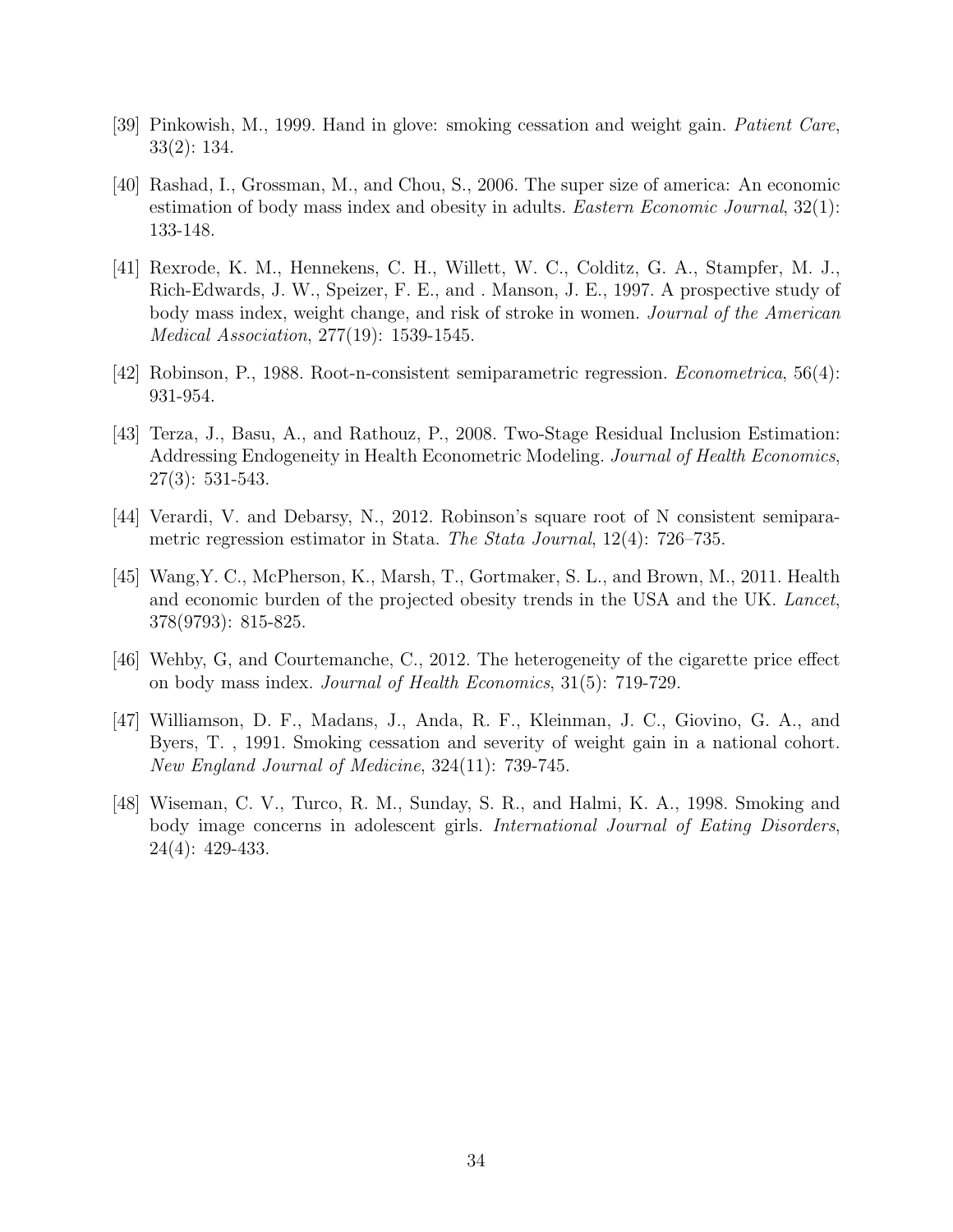[39] Pinkowish, M., 1999. Hand in glove: smoking cessation and weight gain. *Patient Care*, 33(2): 134.

[40] Rashad, I., Grossman, M., and Chou, S., 2006. The super size of america: An economic estimation of body mass index and obesity in adults. *Eastern Economic Journal*, 32(1): 133-148.

[41] Rexrode, K. M., Hennekens, C. H., Willett, W. C., Colditz, G. A., Stampfer, M. J., Rich-Edwards, J. W., Speizer, F. E., and . Manson, J. E., 1997. A prospective study of body mass index, weight change, and risk of stroke in women. *Journal of the American Medical Association*, 277(19): 1539-1545.

[42] Robinson, P., 1988. Root-n-consistent semiparametric regression. *Econometrica*, 56(4): 931-954.

[43] Terza, J., Basu, A., and Rathouz, P., 2008. Two-Stage Residual Inclusion Estimation: Addressing Endogeneity in Health Econometric Modeling. *Journal of Health Economics*, 27(3): 531-543.

[44] Verardi, V. and Debarsy, N., 2012. Robinson's square root of N consistent semiparametric regression estimator in Stata. *The Stata Journal*, 12(4): 726–735.

[45] Wang,Y. C., McPherson, K., Marsh, T., Gortmaker, S. L., and Brown, M., 2011. Health and economic burden of the projected obesity trends in the USA and the UK. *Lancet*, 378(9793): 815-825.

[46] Wehby, G, and Courtemanche, C., 2012. The heterogeneity of the cigarette price effect on body mass index. *Journal of Health Economics*, 31(5): 719-729.

[47] Williamson, D. F., Madans, J., Anda, R. F., Kleinman, J. C., Giovino, G. A., and Byers, T. , 1991. Smoking cessation and severity of weight gain in a national cohort. *New England Journal of Medicine*, 324(11): 739-745.

[48] Wiseman, C. V., Turco, R. M., Sunday, S. R., and Halmi, K. A., 1998. Smoking and body image concerns in adolescent girls. *International Journal of Eating Disorders*, 24(4): 429-433.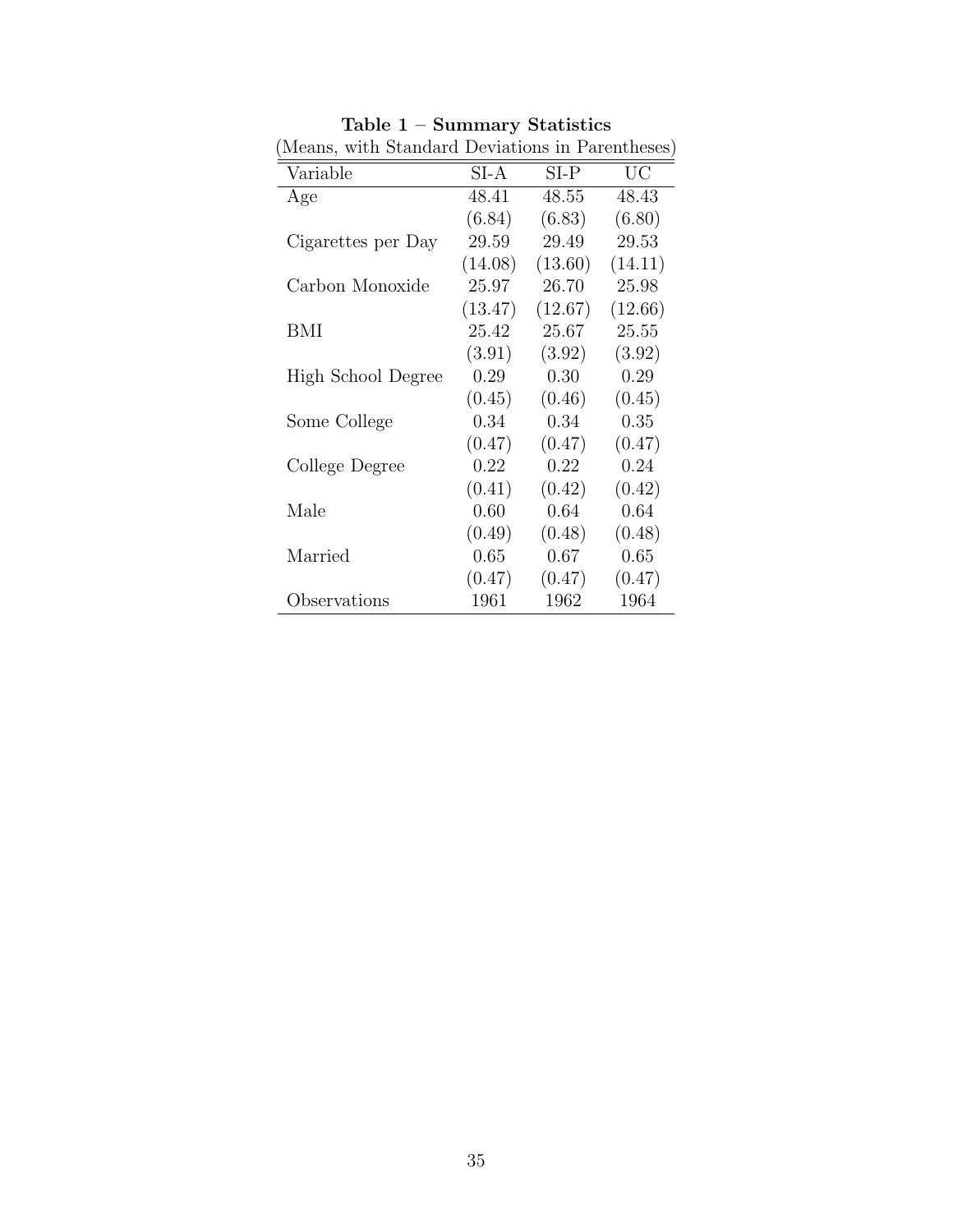**Table 1 – Summary Statistics**

(Means, with Standard Deviations in Parentheses)

| Variable | SI-A | SI-P | UC |
|---|---|---|---|
| Age | 48.41 | 48.55 | 48.43 |
| | (6.84) | (6.83) | (6.80) |
| Cigarettes per Day | 29.59 | 29.49 | 29.53 |
| | (14.08) | (13.60) | (14.11) |
| Carbon Monoxide | 25.97 | 26.70 | 25.98 |
| | (13.47) | (12.67) | (12.66) |
| BMI | 25.42 | 25.67 | 25.55 |
| | (3.91) | (3.92) | (3.92) |
| High School Degree | 0.29 | 0.30 | 0.29 |
| | (0.45) | (0.46) | (0.45) |
| Some College | 0.34 | 0.34 | 0.35 |
| | (0.47) | (0.47) | (0.47) |
| College Degree | 0.22 | 0.22 | 0.24 |
| | (0.41) | (0.42) | (0.42) |
| Male | 0.60 | 0.64 | 0.64 |
| | (0.49) | (0.48) | (0.48) |
| Married | 0.65 | 0.67 | 0.65 |
| | (0.47) | (0.47) | (0.47) |
| Observations | 1961 | 1962 | 1964 |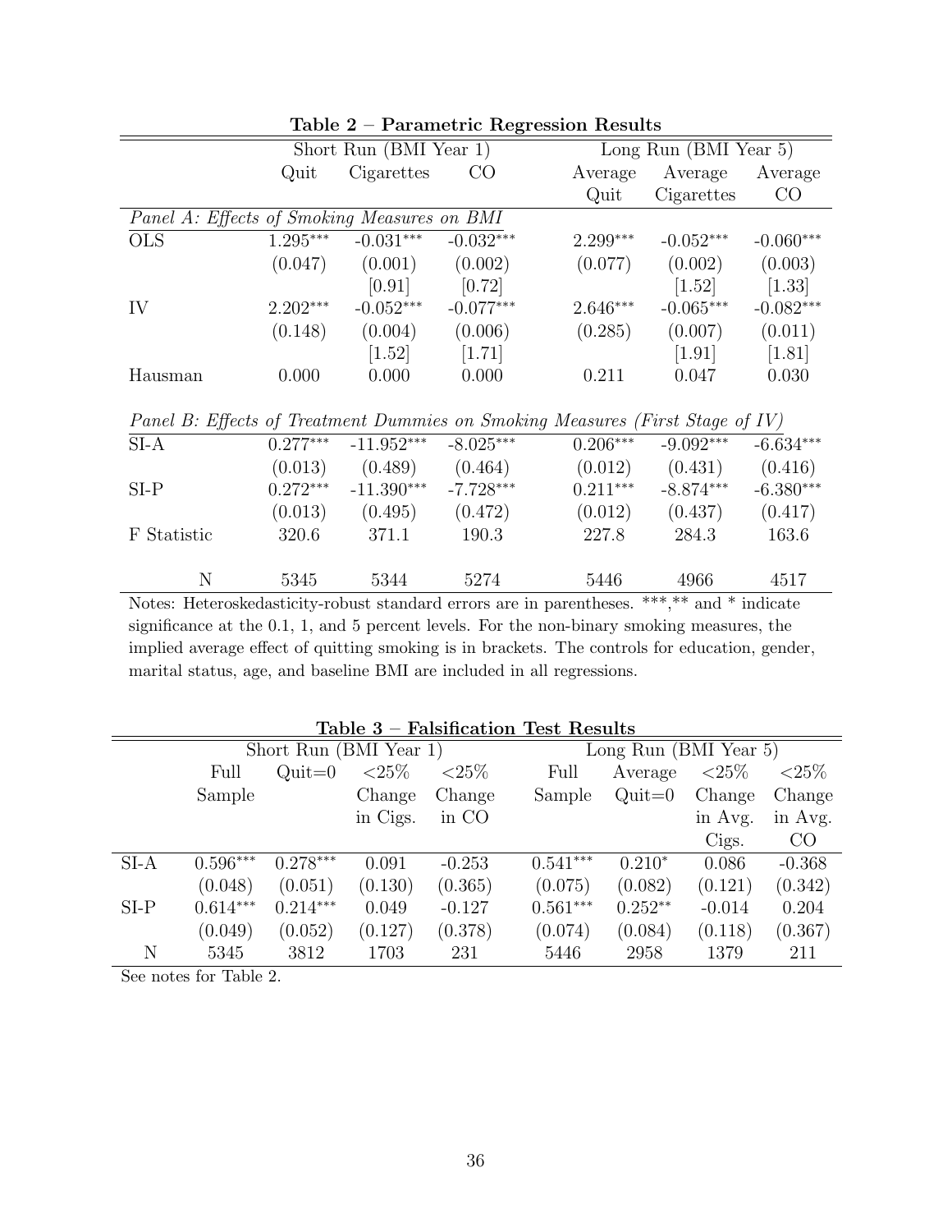**Table 2 – Parametric Regression Results**

| | Short Run (BMI Year 1) | | | Long Run (BMI Year 5) | | |
|---|---|---|---|---|---|---|
| | Quit | Cigarettes | CO | Average Quit | Average Cigarettes | Average CO |
| *Panel A: Effects of Smoking Measures on BMI* | | | | | | |
| OLS | 1.295*** | -0.031*** | -0.032*** | 2.299*** | -0.052*** | -0.060*** |
| | (0.047) | (0.001) | (0.002) | (0.077) | (0.002) | (0.003) |
| | | [0.91] | [0.72] | | [1.52] | [1.33] |
| IV | 2.202*** | -0.052*** | -0.077*** | 2.646*** | -0.065*** | -0.082*** |
| | (0.148) | (0.004) | (0.006) | (0.285) | (0.007) | (0.011) |
| | | [1.52] | [1.71] | | [1.91] | [1.81] |
| Hausman | 0.000 | 0.000 | 0.000 | 0.211 | 0.047 | 0.030 |
| *Panel B: Effects of Treatment Dummies on Smoking Measures (First Stage of IV)* | | | | | | |
| SI-A | 0.277*** | -11.952*** | -8.025*** | 0.206*** | -9.092*** | -6.634*** |
| | (0.013) | (0.489) | (0.464) | (0.012) | (0.431) | (0.416) |
| SI-P | 0.272*** | -11.390*** | -7.728*** | 0.211*** | -8.874*** | -6.380*** |
| | (0.013) | (0.495) | (0.472) | (0.012) | (0.437) | (0.417) |
| F Statistic | 320.6 | 371.1 | 190.3 | 227.8 | 284.3 | 163.6 |
| N | 5345 | 5344 | 5274 | 5446 | 4966 | 4517 |

Notes: Heteroskedasticity-robust standard errors are in parentheses. ***,** and * indicate significance at the 0.1, 1, and 5 percent levels. For the non-binary smoking measures, the implied average effect of quitting smoking is in brackets. The controls for education, gender, marital status, age, and baseline BMI are included in all regressions.

**Table 3 – Falsification Test Results**

| | Short Run (BMI Year 1) | | | | Long Run (BMI Year 5) | | | |
|---|---|---|---|---|---|---|---|---|
| | Full Sample | Quit=0 | <25% Change in Cigs. | <25% Change in CO | Full Sample | Average Quit=0 | <25% Change in Avg. Cigs. | <25% Change in Avg. CO |
| SI-A | 0.596*** | 0.278*** | 0.091 | -0.253 | 0.541*** | 0.210* | 0.086 | -0.368 |
| | (0.048) | (0.051) | (0.130) | (0.365) | (0.075) | (0.082) | (0.121) | (0.342) |
| SI-P | 0.614*** | 0.214*** | 0.049 | -0.127 | 0.561*** | 0.252** | -0.014 | 0.204 |
| | (0.049) | (0.052) | (0.127) | (0.378) | (0.074) | (0.084) | (0.118) | (0.367) |
| N | 5345 | 3812 | 1703 | 231 | 5446 | 2958 | 1379 | 211 |

See notes for Table 2.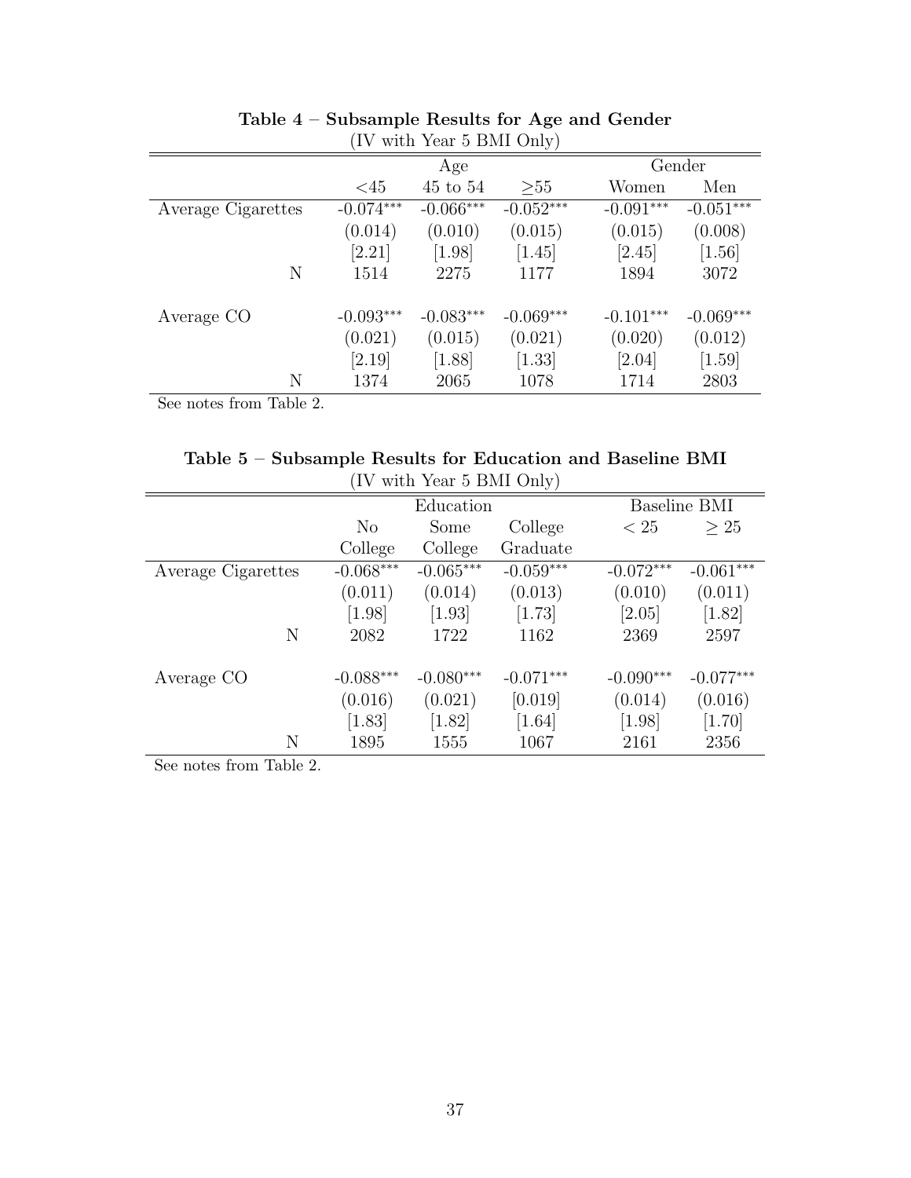**Table 4 – Subsample Results for Age and Gender**
(IV with Year 5 BMI Only)

| | Age | | | Gender | |
|---|---|---|---|---|---|
| | <45 | 45 to 54 | ≥55 | Women | Men |
| Average Cigarettes | -0.074*** | -0.066*** | -0.052*** | -0.091*** | -0.051*** |
| | (0.014) | (0.010) | (0.015) | (0.015) | (0.008) |
| | [2.21] | [1.98] | [1.45] | [2.45] | [1.56] |
| N | 1514 | 2275 | 1177 | 1894 | 3072 |
| Average CO | -0.093*** | -0.083*** | -0.069*** | -0.101*** | -0.069*** |
| | (0.021) | (0.015) | (0.021) | (0.020) | (0.012) |
| | [2.19] | [1.88] | [1.33] | [2.04] | [1.59] |
| N | 1374 | 2065 | 1078 | 1714 | 2803 |

See notes from Table 2.

**Table 5 – Subsample Results for Education and Baseline BMI**
(IV with Year 5 BMI Only)

| | Education | | | Baseline BMI | |
|---|---|---|---|---|---|
| | No College | Some College | College Graduate | < 25 | ≥ 25 |
| Average Cigarettes | -0.068*** | -0.065*** | -0.059*** | -0.072*** | -0.061*** |
| | (0.011) | (0.014) | (0.013) | (0.010) | (0.011) |
| | [1.98] | [1.93] | [1.73] | [2.05] | [1.82] |
| N | 2082 | 1722 | 1162 | 2369 | 2597 |
| Average CO | -0.088*** | -0.080*** | -0.071*** | -0.090*** | -0.077*** |
| | (0.016) | (0.021) | [0.019] | (0.014) | (0.016) |
| | [1.83] | [1.82] | [1.64] | [1.98] | [1.70] |
| N | 1895 | 1555 | 1067 | 2161 | 2356 |

See notes from Table 2.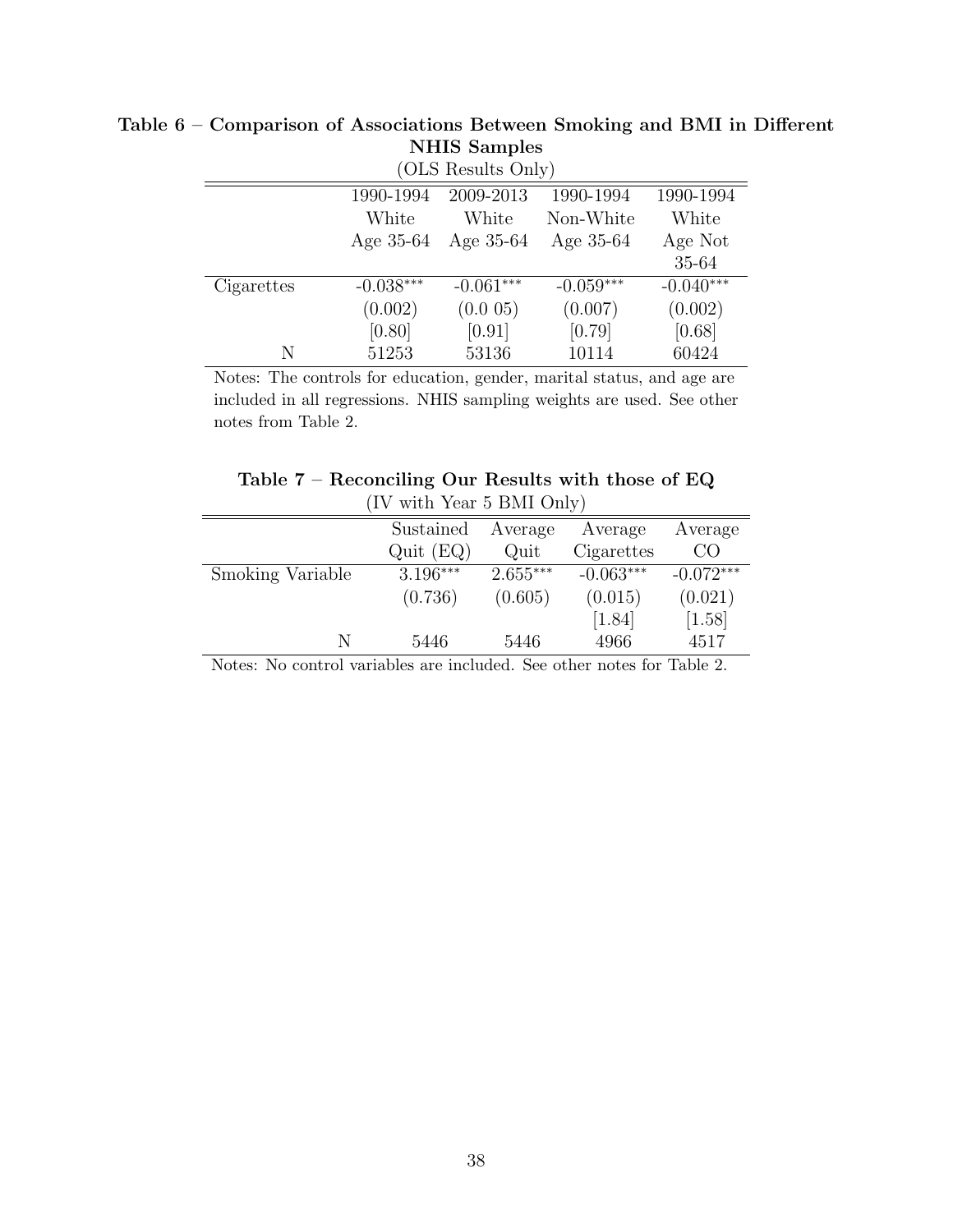**Table 6 – Comparison of Associations Between Smoking and BMI in Different NHIS Samples**

(OLS Results Only)

| | 1990-1994 White Age 35-64 | 2009-2013 White Age 35-64 | 1990-1994 Non-White Age 35-64 | 1990-1994 White Age Not 35-64 |
|---|---|---|---|---|
| Cigarettes | -0.038*** | -0.061*** | -0.059*** | -0.040*** |
| | (0.002) | (0.0 05) | (0.007) | (0.002) |
| | [0.80] | [0.91] | [0.79] | [0.68] |
| N | 51253 | 53136 | 10114 | 60424 |

Notes: The controls for education, gender, marital status, and age are included in all regressions. NHIS sampling weights are used. See other notes from Table 2.

**Table 7 – Reconciling Our Results with those of EQ**

(IV with Year 5 BMI Only)

| | Sustained Quit (EQ) | Average Quit | Average Cigarettes | Average CO |
|---|---|---|---|---|
| Smoking Variable | 3.196*** | 2.655*** | -0.063*** | -0.072*** |
| | (0.736) | (0.605) | (0.015) | (0.021) |
| | | | [1.84] | [1.58] |
| N | 5446 | 5446 | 4966 | 4517 |

Notes: No control variables are included. See other notes for Table 2.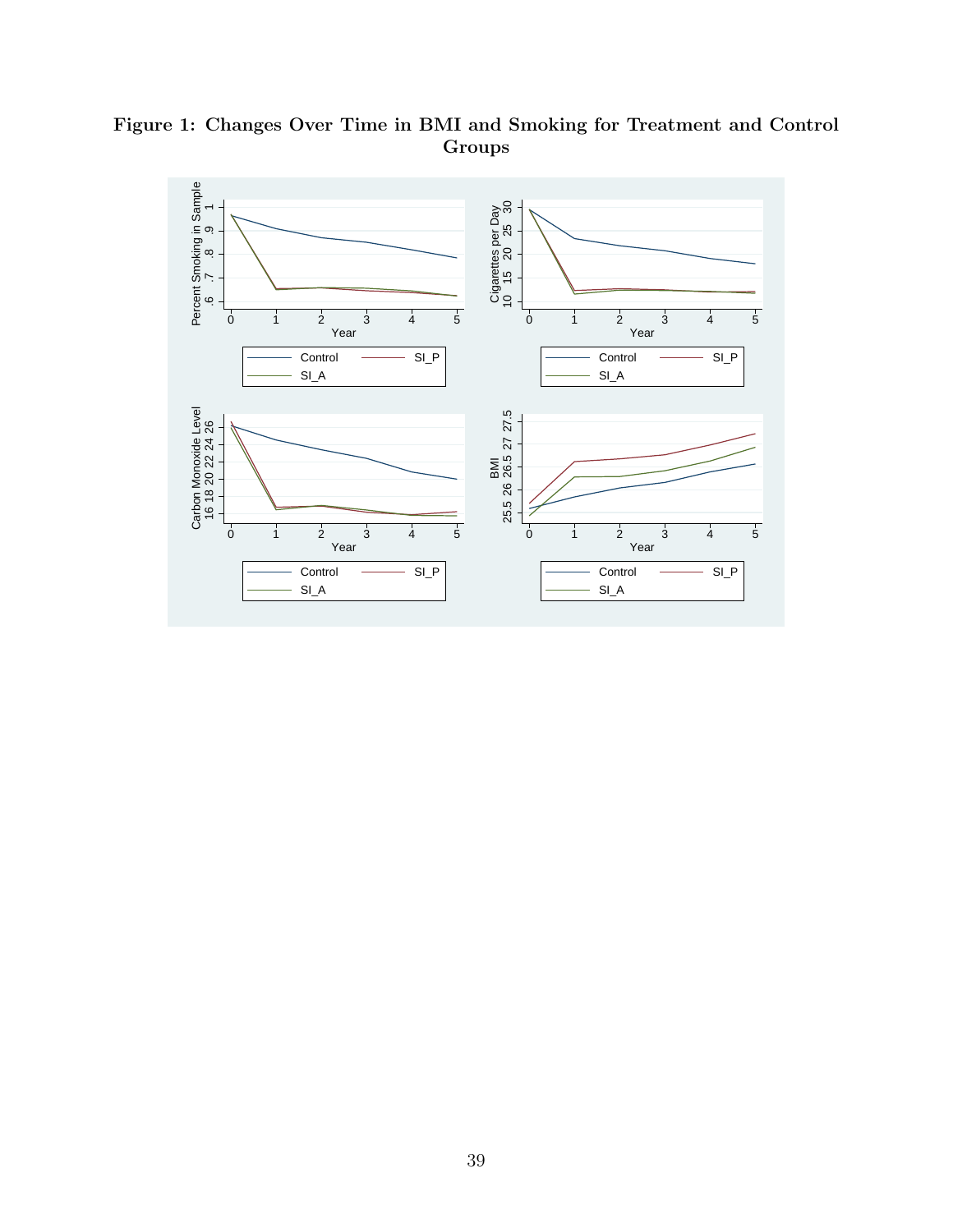**Figure 1: Changes Over Time in BMI and Smoking for Treatment and Control Groups**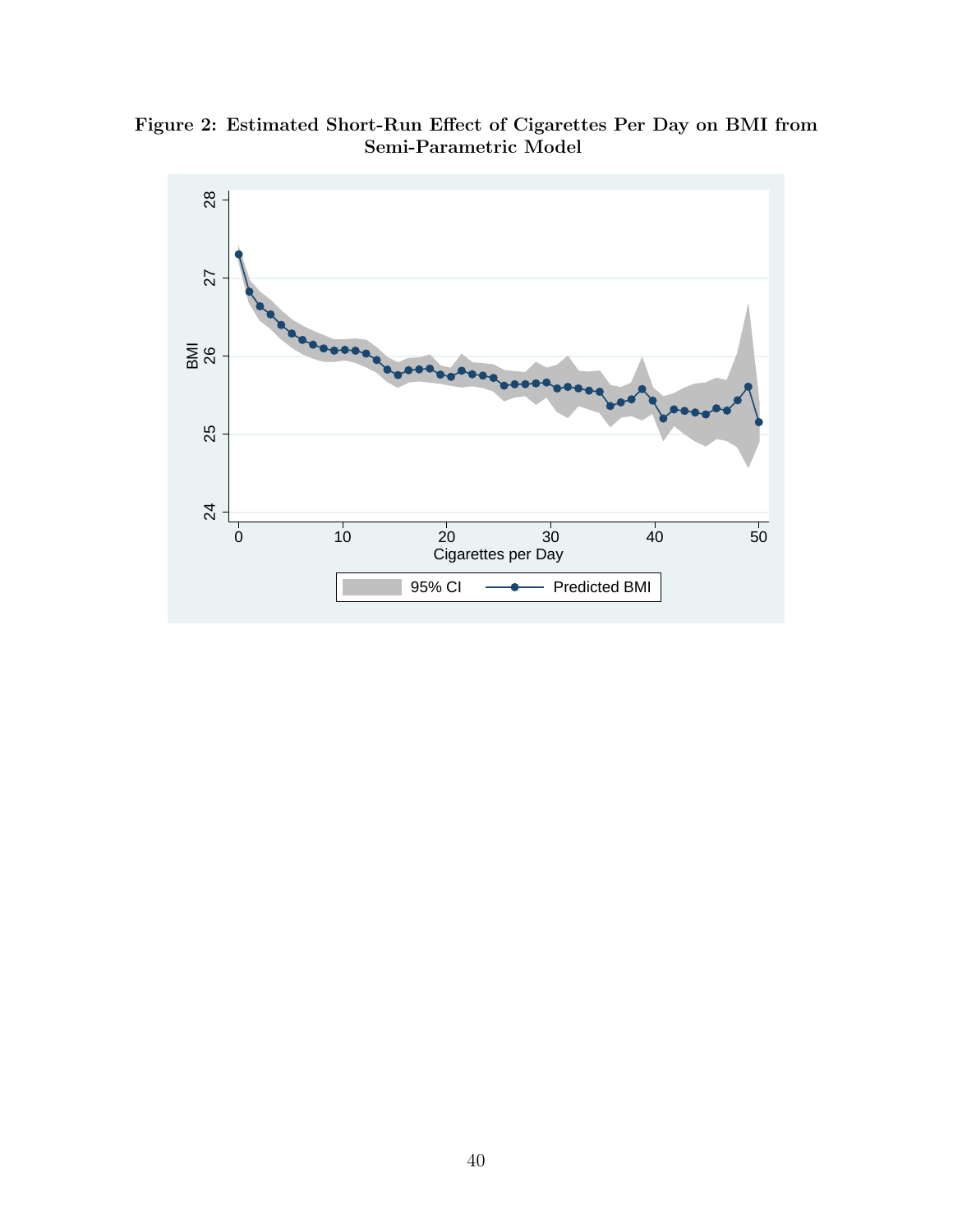**Figure 2: Estimated Short-Run Effect of Cigarettes Per Day on BMI from Semi-Parametric Model**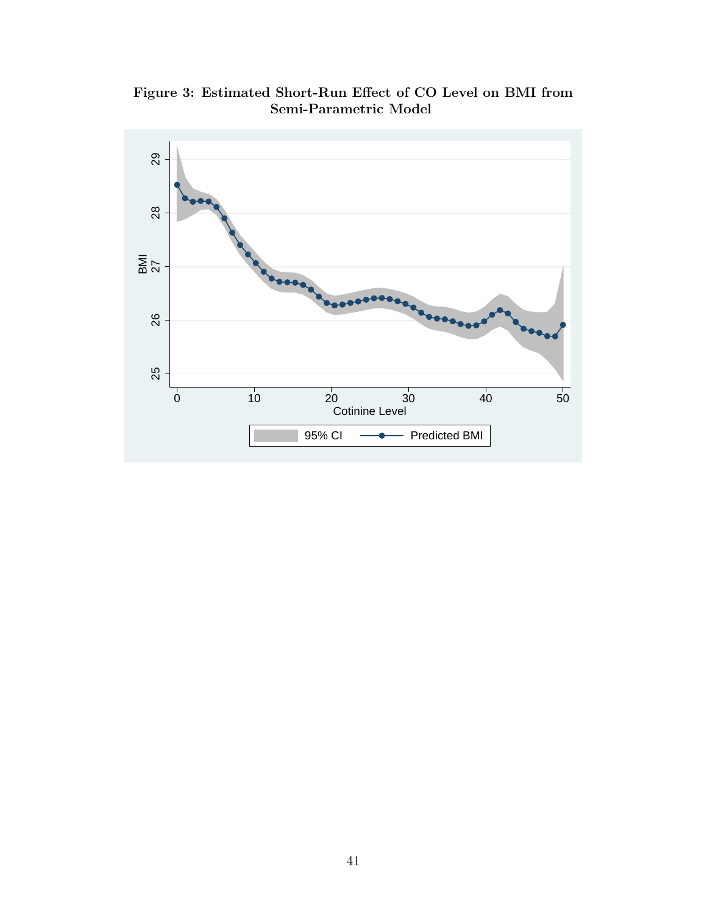**Figure 3: Estimated Short-Run Effect of CO Level on BMI from Semi-Parametric Model**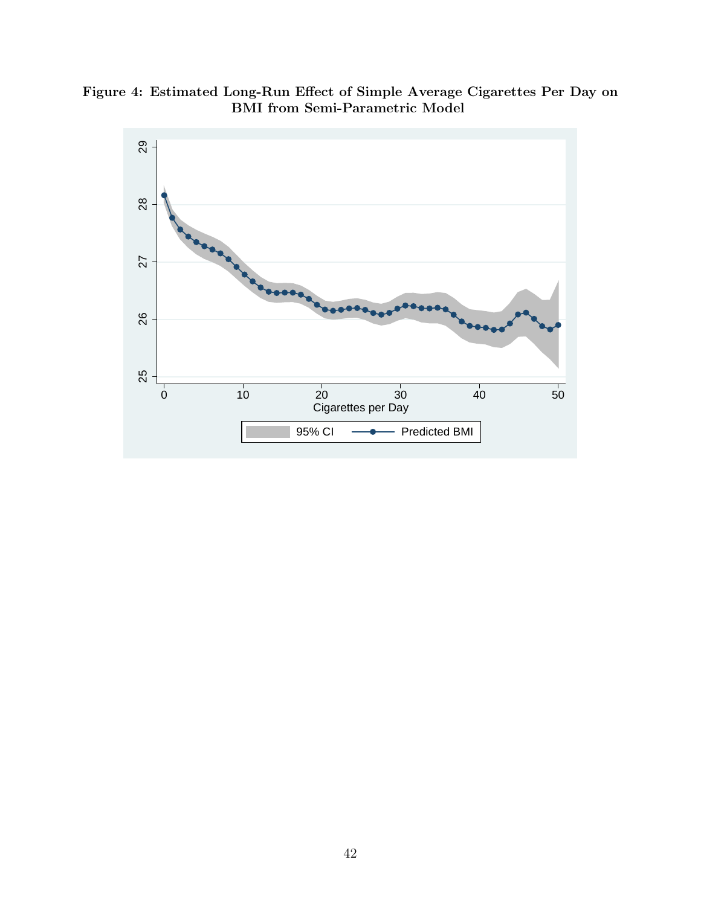**Figure 4: Estimated Long-Run Effect of Simple Average Cigarettes Per Day on BMI from Semi-Parametric Model**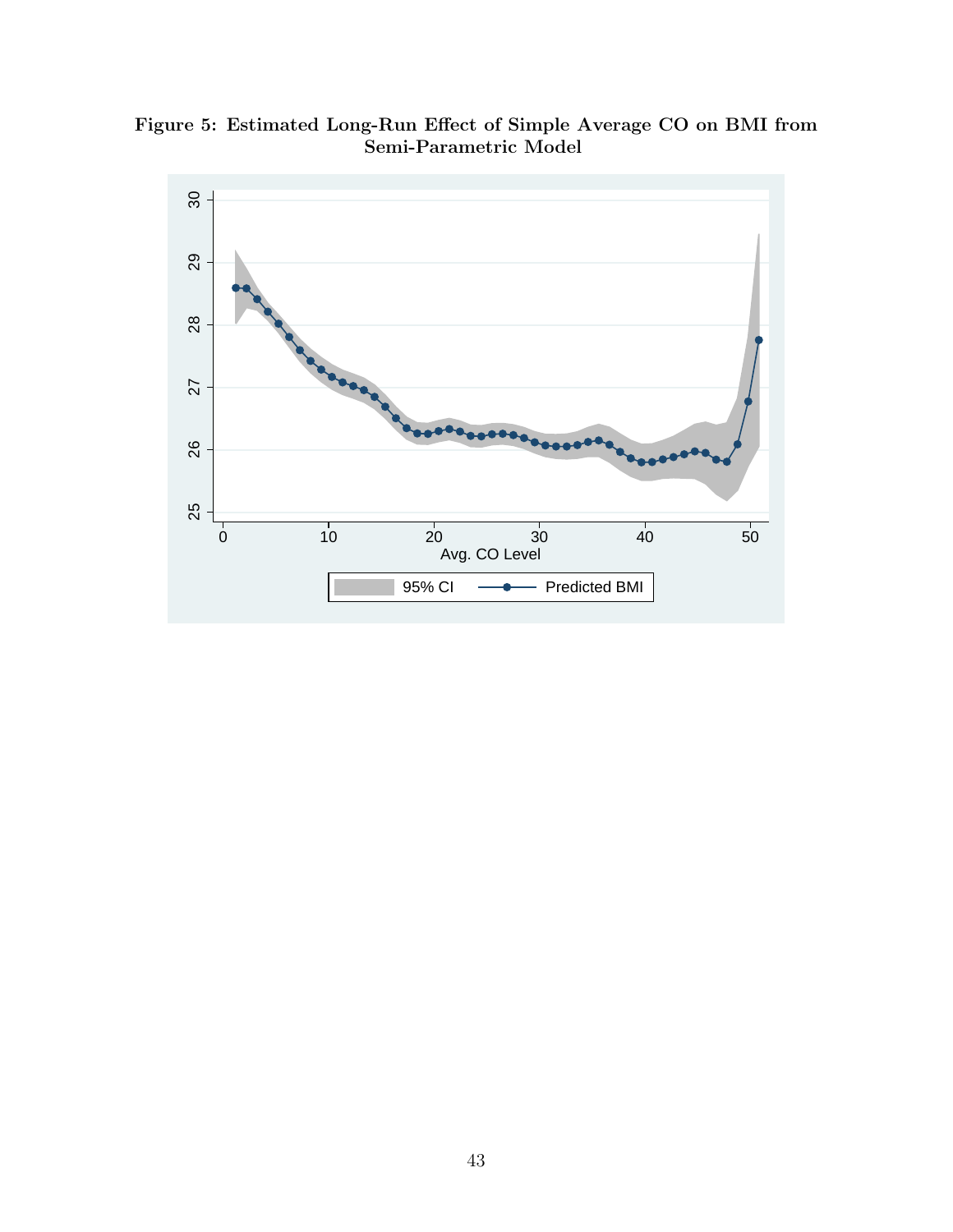**Figure 5: Estimated Long-Run Effect of Simple Average CO on BMI from Semi-Parametric Model**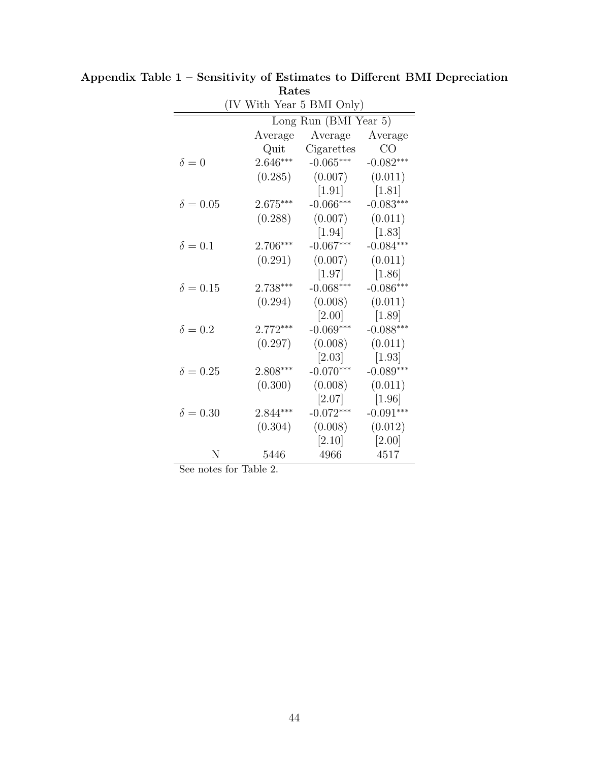**Appendix Table 1 – Sensitivity of Estimates to Different BMI Depreciation Rates**

(IV With Year 5 BMI Only)

| | Long Run (BMI Year 5) | | |
|---|---|---|---|
| | Average Quit | Average Cigarettes | Average CO |
| $\delta = 0$ | 2.646*** | -0.065*** | -0.082*** |
| | (0.285) | (0.007) | (0.011) |
| | | [1.91] | [1.81] |
| $\delta = 0.05$ | 2.675*** | -0.066*** | -0.083*** |
| | (0.288) | (0.007) | (0.011) |
| | | [1.94] | [1.83] |
| $\delta = 0.1$ | 2.706*** | -0.067*** | -0.084*** |
| | (0.291) | (0.007) | (0.011) |
| | | [1.97] | [1.86] |
| $\delta = 0.15$ | 2.738*** | -0.068*** | -0.086*** |
| | (0.294) | (0.008) | (0.011) |
| | | [2.00] | [1.89] |
| $\delta = 0.2$ | 2.772*** | -0.069*** | -0.088*** |
| | (0.297) | (0.008) | (0.011) |
| | | [2.03] | [1.93] |
| $\delta = 0.25$ | 2.808*** | -0.070*** | -0.089*** |
| | (0.300) | (0.008) | (0.011) |
| | | [2.07] | [1.96] |
| $\delta = 0.30$ | 2.844*** | -0.072*** | -0.091*** |
| | (0.304) | (0.008) | (0.012) |
| | | [2.10] | [2.00] |
| N | 5446 | 4966 | 4517 |

See notes for Table 2.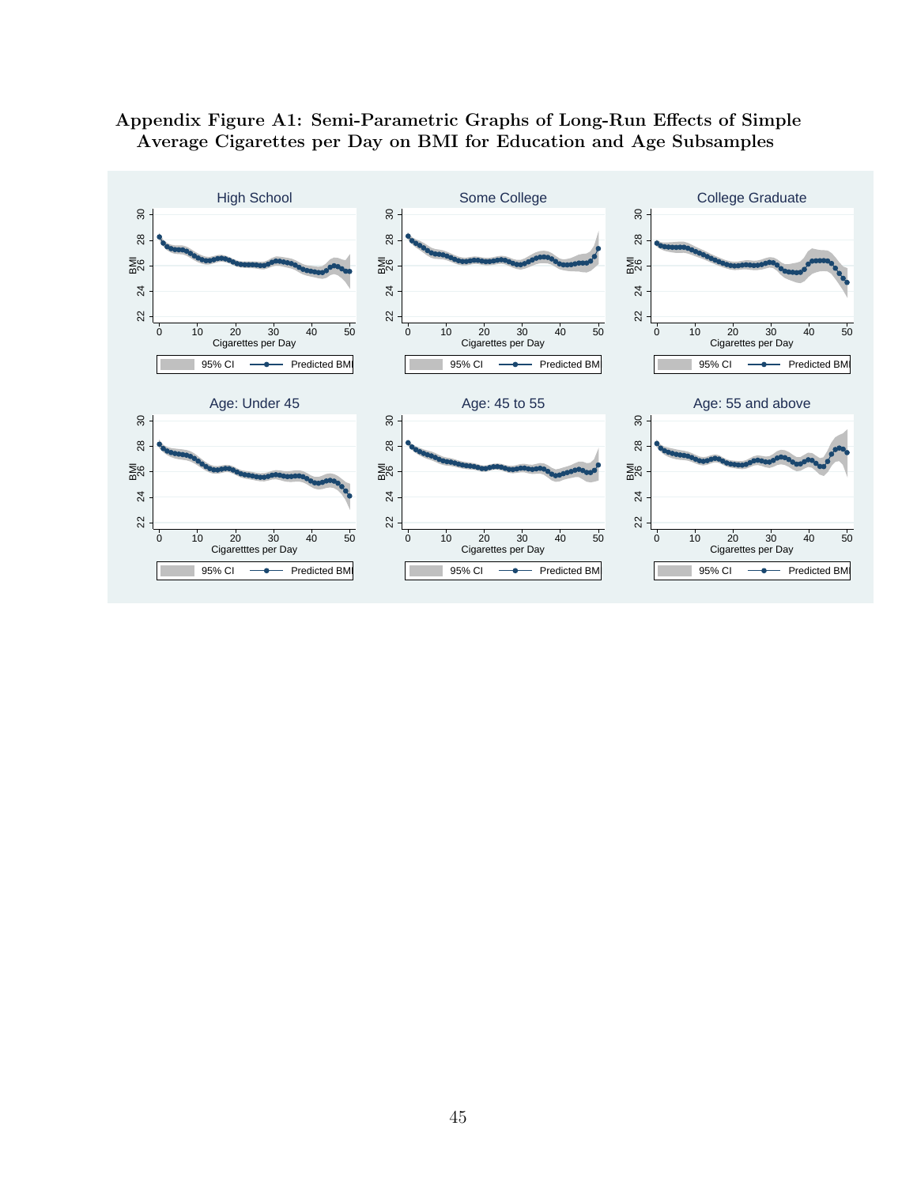**Appendix Figure A1: Semi-Parametric Graphs of Long-Run Effects of Simple Average Cigarettes per Day on BMI for Education and Age Subsamples**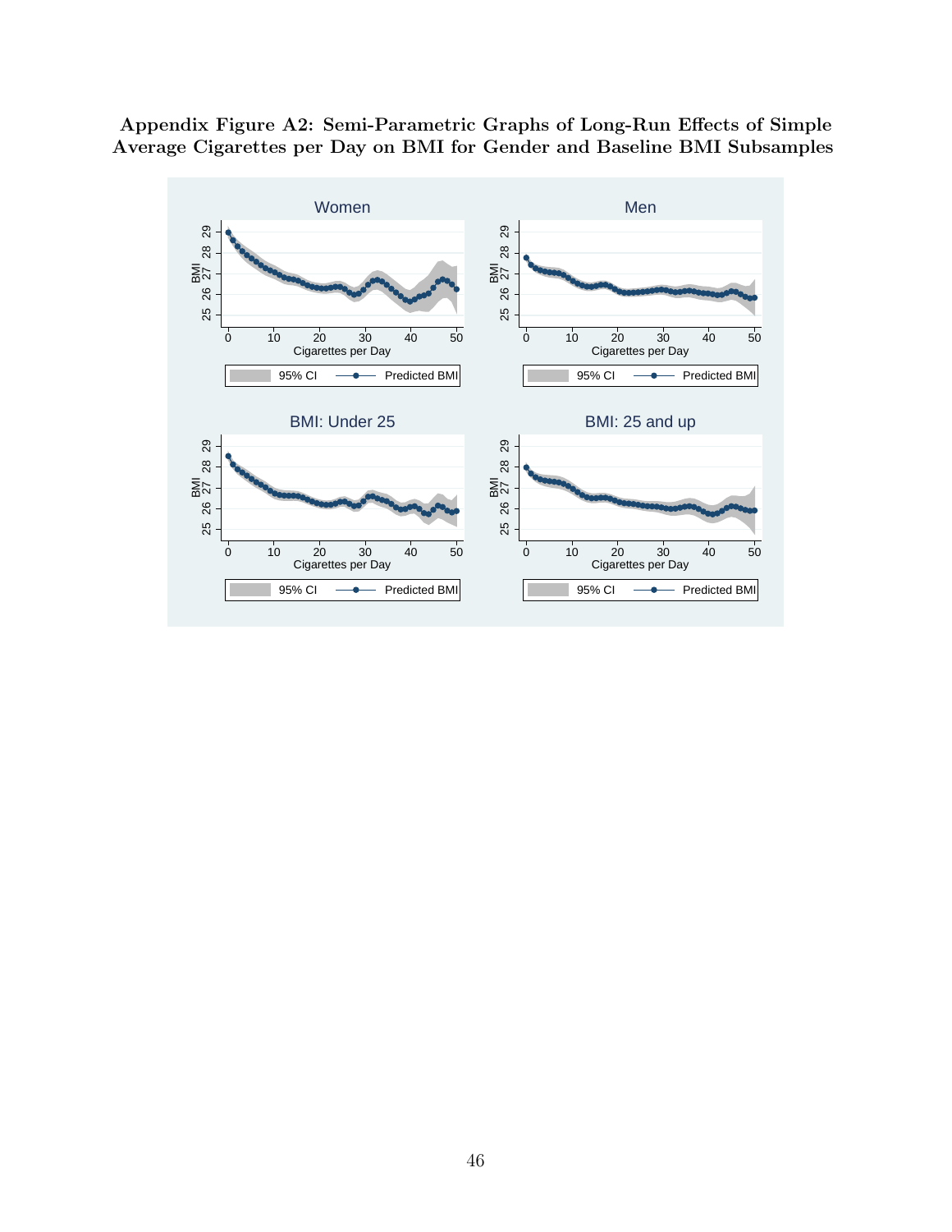**Appendix Figure A2: Semi-Parametric Graphs of Long-Run Effects of Simple Average Cigarettes per Day on BMI for Gender and Baseline BMI Subsamples**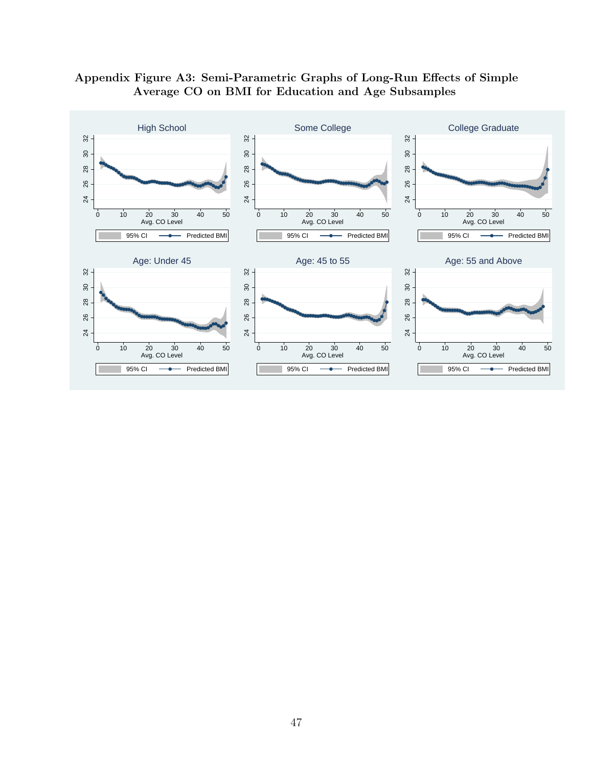**Appendix Figure A3: Semi-Parametric Graphs of Long-Run Effects of Simple Average CO on BMI for Education and Age Subsamples**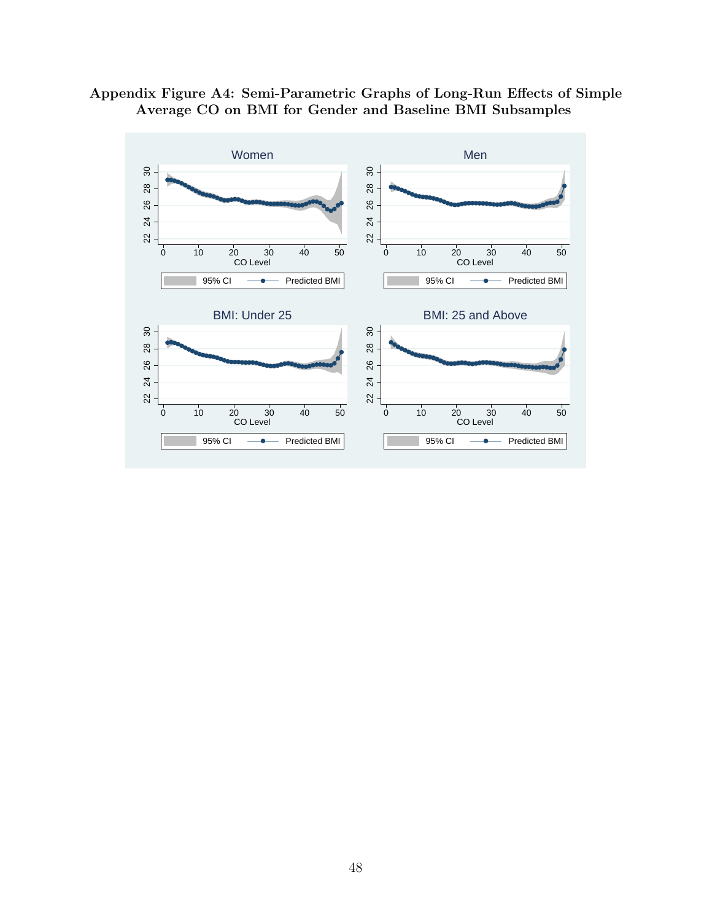**Appendix Figure A4: Semi-Parametric Graphs of Long-Run Effects of Simple Average CO on BMI for Gender and Baseline BMI Subsamples**

Women

22 24 26 28 30

0 10 20 30 40 50

CO Level

95% CI — Predicted BMI

Men

22 24 26 28 30

0 10 20 30 40 50

CO Level

95% CI — Predicted BMI

BMI: Under 25

22 24 26 28 30

0 10 20 30 40 50

CO Level

95% CI — Predicted BMI

BMI: 25 and Above

22 24 26 28 30

0 10 20 30 40 50

CO Level

95% CI — Predicted BMI